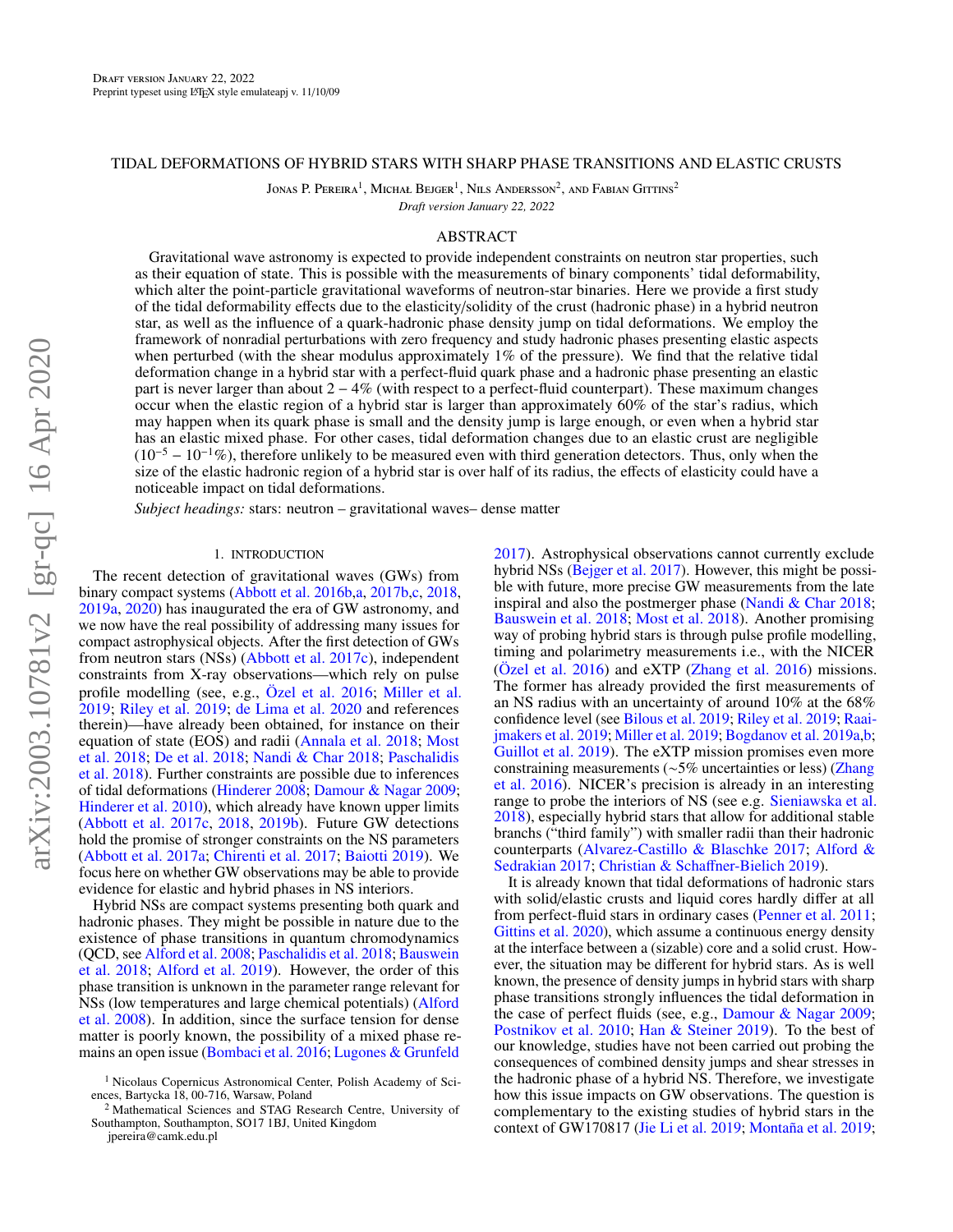Draft version January 22, 2022

Preprint typeset using LaTeX style emulateapj v. 11/10/09

# TIDAL DEFORMATIONS OF HYBRID STARS WITH SHARP PHASE TRANSITIONS AND ELASTIC CRUSTS

Jonas P. Pereira[1], Michał Bejger[1], Nils Andersson[2], and Fabian Gittins[2]

*Draft version January 22, 2022*

## ABSTRACT

Gravitational wave astronomy is expected to provide independent constraints on neutron star properties, such as their equation of state. This is possible with the measurements of binary components' tidal deformability, which alter the point-particle gravitational waveforms of neutron-star binaries. Here we provide a first study of the tidal deformability effects due to the elasticity/solidity of the crust (hadronic phase) in a hybrid neutron star, as well as the influence of a quark-hadronic phase density jump on tidal deformations. We employ the framework of nonradial perturbations with zero frequency and study hadronic phases presenting elastic aspects when perturbed (with the shear modulus approximately 1% of the pressure). We find that the relative tidal deformation change in a hybrid star with a perfect-fluid quark phase and a hadronic phase presenting an elastic part is never larger than about $2-4\%$ (with respect to a perfect-fluid counterpart). These maximum changes occur when the elastic region of a hybrid star is larger than approximately 60% of the star's radius, which may happen when its quark phase is small and the density jump is large enough, or even when a hybrid star has an elastic mixed phase. For other cases, tidal deformation changes due to an elastic crust are negligible ($10^{-5}-10^{-1}\%$), therefore unlikely to be measured even with third generation detectors. Thus, only when the size of the elastic hadronic region of a hybrid star is over half of its radius, the effects of elasticity could have a noticeable impact on tidal deformations.

*Subject headings:* stars: neutron – gravitational waves– dense matter

## 1. INTRODUCTION

The recent detection of gravitational waves (GWs) from binary compact systems (Abbott et al. 2016b,a, 2017b,c, 2018, 2019a, 2020) has inaugurated the era of GW astronomy, and we now have the real possibility of addressing many issues for compact astrophysical objects. After the first detection of GWs from neutron stars (NSs) (Abbott et al. 2017c), independent constraints from X-ray observations—which rely on pulse profile modelling (see, e.g., Özel et al. 2016; Miller et al. 2019; Riley et al. 2019; de Lima et al. 2020 and references therein)—have already been obtained, for instance on their equation of state (EOS) and radii (Annala et al. 2018; Most et al. 2018; De et al. 2018; Nandi & Char 2018; Paschalidis et al. 2018). Further constraints are possible due to inferences of tidal deformations (Hinderer 2008; Damour & Nagar 2009; Hinderer et al. 2010), which already have known upper limits (Abbott et al. 2017c, 2018, 2019b). Future GW detections hold the promise of stronger constraints on the NS parameters (Abbott et al. 2017a; Chirenti et al. 2017; Baiotti 2019). We focus here on whether GW observations may be able to provide evidence for elastic and hybrid phases in NS interiors.

Hybrid NSs are compact systems presenting both quark and hadronic phases. They might be possible in nature due to the existence of phase transitions in quantum chromodynamics (QCD, see Alford et al. 2008; Paschalidis et al. 2018; Bauswein et al. 2018; Alford et al. 2019). However, the order of this phase transition is unknown in the parameter range relevant for NSs (low temperatures and large chemical potentials) (Alford et al. 2008). In addition, since the surface tension for dense matter is poorly known, the possibility of a mixed phase remains an open issue (Bombaci et al. 2016; Lugones & Grunfeld 2017). Astrophysical observations cannot currently exclude hybrid NSs (Bejger et al. 2017). However, this might be possible with future, more precise GW measurements from the late inspiral and also the postmerger phase (Nandi & Char 2018; Bauswein et al. 2018; Most et al. 2018). Another promising way of probing hybrid stars is through pulse profile modelling, timing and polarimetry measurements i.e., with the NICER (Özel et al. 2016) and eXTP (Zhang et al. 2016) missions. The former has already provided the first measurements of an NS radius with an uncertainty of around 10% at the 68% confidence level (see Bilous et al. 2019; Riley et al. 2019; Raaijmakers et al. 2019; Miller et al. 2019; Bogdanov et al. 2019a,b; Guillot et al. 2019). The eXTP mission promises even more constraining measurements (~5% uncertainties or less) (Zhang et al. 2016). NICER's precision is already in an interesting range to probe the interiors of NS (see e.g. Sieniawska et al. 2018), especially hybrid stars that allow for additional stable branchs ("third family") with smaller radii than their hadronic counterparts (Alvarez-Castillo & Blaschke 2017; Alford & Sedrakian 2017; Christian & Schaffner-Bielich 2019).

It is already known that tidal deformations of hadronic stars with solid/elastic crusts and liquid cores hardly differ at all from perfect-fluid stars in ordinary cases (Penner et al. 2011; Gittins et al. 2020), which assume a continuous energy density at the interface between a (sizable) core and a solid crust. However, the situation may be different for hybrid stars. As is well known, the presence of density jumps in hybrid stars with sharp phase transitions strongly influences the tidal deformation in the case of perfect fluids (see, e.g., Damour & Nagar 2009; Postnikov et al. 2010; Han & Steiner 2019). To the best of our knowledge, studies have not been carried out probing the consequences of combined density jumps and shear stresses in the hadronic phase of a hybrid NS. Therefore, we investigate how this issue impacts on GW observations. The question is complementary to the existing studies of hybrid stars in the context of GW170817 (Jie Li et al. 2019; Montaña et al. 2019;

[1] Nicolaus Copernicus Astronomical Center, Polish Academy of Sciences, Bartycka 18, 00-716, Warsaw, Poland

[2] Mathematical Sciences and STAG Research Centre, University of Southampton, Southampton, SO17 1BJ, United Kingdom

jpereira@camk.edu.pl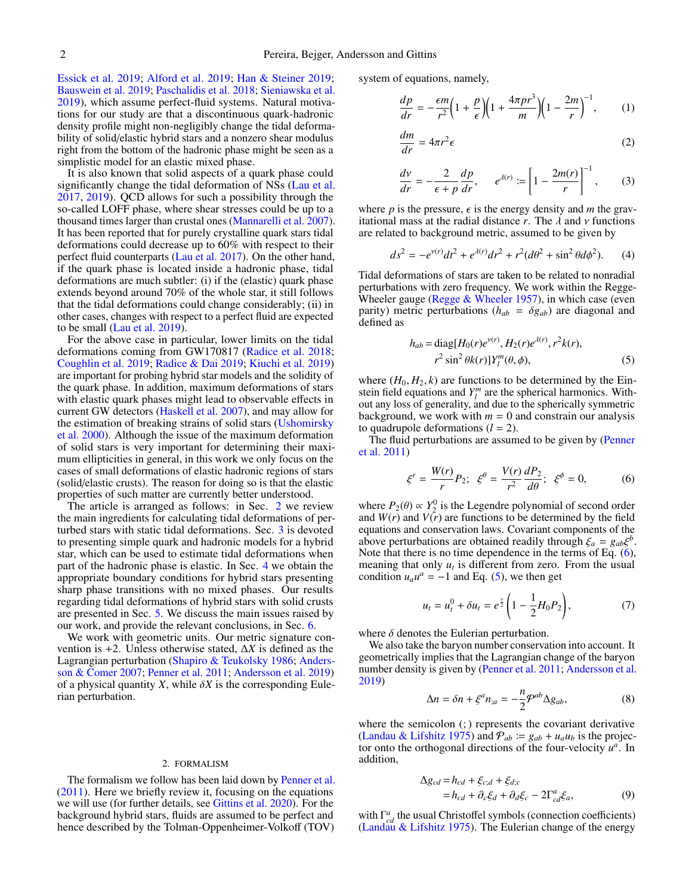Essick et al. 2019; Alford et al. 2019; Han & Steiner 2019; Bauswein et al. 2019; Paschalidis et al. 2018; Sieniawska et al. 2019), which assume perfect-fluid systems. Natural motivations for our study are that a discontinuous quark-hadronic density profile might non-negligibly change the tidal deformability of solid/elastic hybrid stars and a nonzero shear modulus right from the bottom of the hadronic phase might be seen as a simplistic model for an elastic mixed phase.

It is also known that solid aspects of a quark phase could significantly change the tidal deformation of NSs (Lau et al. 2017, 2019). QCD allows for such a possibility through the so-called LOFF phase, where shear stresses could be up to a thousand times larger than crustal ones (Mannarelli et al. 2007). It has been reported that for purely crystalline quark stars tidal deformations could decrease up to 60% with respect to their perfect fluid counterparts (Lau et al. 2017). On the other hand, if the quark phase is located inside a hadronic phase, tidal deformations are much subtler: (i) if the (elastic) quark phase extends beyond around 70% of the whole star, it still follows that the tidal deformations could change considerably; (ii) in other cases, changes with respect to a perfect fluid are expected to be small (Lau et al. 2019).

For the above case in particular, lower limits on the tidal deformations coming from GW170817 (Radice et al. 2018; Coughlin et al. 2019; Radice & Dai 2019; Kiuchi et al. 2019) are important for probing hybrid star models and the solidity of the quark phase. In addition, maximum deformations of stars with elastic quark phases might lead to observable effects in current GW detectors (Haskell et al. 2007), and may allow for the estimation of breaking strains of solid stars (Ushomirsky et al. 2000). Although the issue of the maximum deformation of solid stars is very important for determining their maximum ellipticities in general, in this work we only focus on the cases of small deformations of elastic hadronic regions of stars (solid/elastic crusts). The reason for doing so is that the elastic properties of such matter are currently better understood.

The article is arranged as follows: in Sec. 2 we review the main ingredients for calculating tidal deformations of perturbed stars with static tidal deformations. Sec. 3 is devoted to presenting simple quark and hadronic models for a hybrid star, which can be used to estimate tidal deformations when part of the hadronic phase is elastic. In Sec. 4 we obtain the appropriate boundary conditions for hybrid stars presenting sharp phase transitions with no mixed phases. Our results regarding tidal deformations of hybrid stars with solid crusts are presented in Sec. 5. We discuss the main issues raised by our work, and provide the relevant conclusions, in Sec. 6.

We work with geometric units. Our metric signature convention is +2. Unless otherwise stated, $\Delta X$ is defined as the Lagrangian perturbation (Shapiro & Teukolsky 1986; Andersson & Comer 2007; Penner et al. 2011; Andersson et al. 2019) of a physical quantity $X$, while $\delta X$ is the corresponding Eulerian perturbation.

## 2. FORMALISM

The formalism we follow has been laid down by Penner et al. (2011). Here we briefly review it, focusing on the equations we will use (for further details, see Gittins et al. 2020). For the background hybrid stars, fluids are assumed to be perfect and hence described by the Tolman-Oppenheimer-Volkoff (TOV) system of equations, namely,

$$\frac{dp}{dr} = -\frac{\epsilon m}{r^2}\left(1+\frac{p}{\epsilon}\right)\left(1+\frac{4\pi p r^3}{m}\right)\left(1-\frac{2m}{r}\right)^{-1}, \quad (1)$$

$$\frac{dm}{dr} = 4\pi r^2 \epsilon \quad (2)$$

$$\frac{d\nu}{dr} = -\frac{2}{\epsilon+p}\frac{dp}{dr}, \qquad e^{\lambda(r)} := \left[1-\frac{2m(r)}{r}\right]^{-1}, \quad (3)$$

where $p$ is the pressure, $\epsilon$ is the energy density and $m$ the gravitational mass at the radial distance $r$. The $\lambda$ and $\nu$ functions are related to background metric, assumed to be given by

$$ds^2 = -e^{\nu(r)}dt^2 + e^{\lambda(r)}dr^2 + r^2(d\theta^2 + \sin^2\theta d\phi^2). \quad (4)$$

Tidal deformations of stars are taken to be related to nonradial perturbations with zero frequency. We work within the Regge-Wheeler gauge (Regge & Wheeler 1957), in which case (even parity) metric perturbations ($h_{ab} = \delta g_{ab}$) are diagonal and defined as

$$h_{ab} = \mathrm{diag}[H_0(r)e^{\nu(r)}, H_2(r)e^{\lambda(r)}, r^2k(r), r^2\sin^2\theta k(r)]Y_l^m(\theta,\phi), \quad (5)$$

where $(H_0, H_2, k)$ are functions to be determined by the Einstein field equations and $Y_l^m$ are the spherical harmonics. Without any loss of generality, and due to the spherically symmetric background, we work with $m = 0$ and constrain our analysis to quadrupole deformations ($l = 2$).

The fluid perturbations are assumed to be given by (Penner et al. 2011)

$$\xi^r = \frac{W(r)}{r}P_2; \;\; \xi^\theta = \frac{V(r)}{r^2}\frac{dP_2}{d\theta}; \;\; \xi^\phi = 0, \quad (6)$$

where $P_2(\theta) \propto Y_2^0$ is the Legendre polynomial of second order and $W(r)$ and $V(r)$ are functions to be determined by the field equations and conservation laws. Covariant components of the above perturbations are obtained readily through $\xi_a = g_{ab}\xi^b$. Note that there is no time dependence in the terms of Eq. (6), meaning that only $u_t$ is different from zero. From the usual condition $u_a u^a = -1$ and Eq. (5), we then get

$$u_t = u_t^0 + \delta u_t = e^{\frac{\nu}{2}}\left(1 - \frac{1}{2}H_0P_2\right), \quad (7)$$

where $\delta$ denotes the Eulerian perturbation.

We also take the baryon number conservation into account. It geometrically implies that the Lagrangian change of the baryon number density is given by (Penner et al. 2011; Andersson et al. 2019)

$$\Delta n = \delta n + \xi^a n_{;a} = -\frac{n}{2}\mathcal{P}^{ab}\Delta g_{ab}, \quad (8)$$

where the semicolon (;) represents the covariant derivative (Landau & Lifshitz 1975) and $\mathcal{P}_{ab} := g_{ab} + u_a u_b$ is the projector onto the orthogonal directions of the four-velocity $u^a$. In addition,

$$\Delta g_{cd} = h_{cd} + \xi_{c;d} + \xi_{d;c} = h_{cd} + \partial_c\xi_d + \partial_d\xi_c - 2\Gamma^a_{cd}\xi_a, \quad (9)$$

with $\Gamma^a_{cd}$ the usual Christoffel symbols (connection coefficients) (Landau & Lifshitz 1975). The Eulerian change of the energy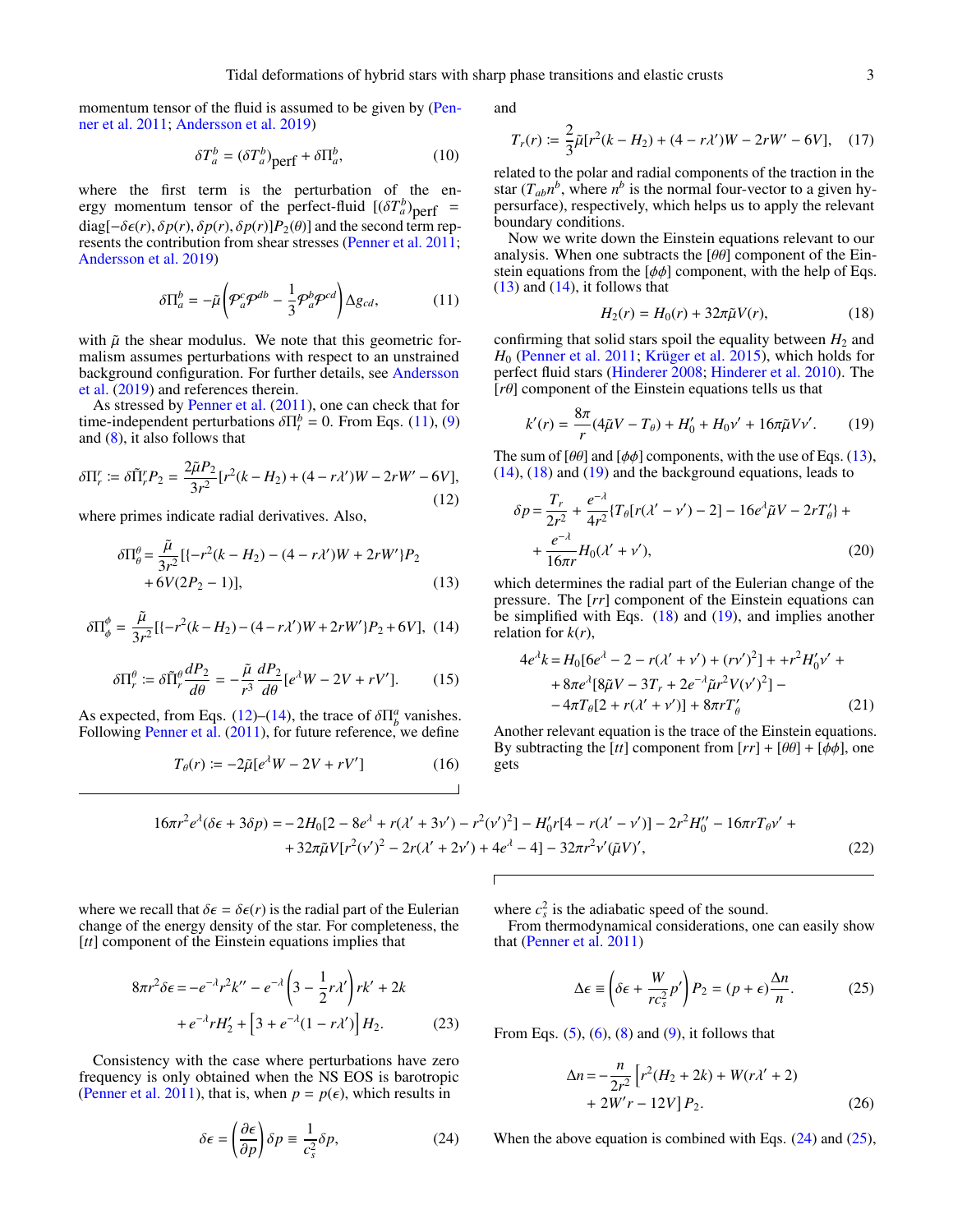momentum tensor of the fluid is assumed to be given by (Penner et al. 2011; Andersson et al. 2019)

$$\delta T_a^b = (\delta T_a^b)_{\rm perf} + \delta\Pi_a^b, \tag{10}$$

where the first term is the perturbation of the energy momentum tensor of the perfect-fluid $[(\delta T_a^b)_{\rm perf} = {\rm diag}[-\delta\epsilon(r), \delta p(r), \delta p(r), \delta p(r)]P_2(\theta)]$ and the second term represents the contribution from shear stresses (Penner et al. 2011; Andersson et al. 2019)

$$\delta\Pi_a^b = -\tilde{\mu}\left(\mathcal{P}_a^c\mathcal{P}^{db} - \frac{1}{3}\mathcal{P}_a^b\mathcal{P}^{cd}\right)\Delta g_{cd}, \tag{11}$$

with $\tilde{\mu}$ the shear modulus. We note that this geometric formalism assumes perturbations with respect to an unstrained background configuration. For further details, see Andersson et al. (2019) and references therein.

As stressed by Penner et al. (2011), one can check that for time-independent perturbations $\delta\Pi_t^b = 0$. From Eqs. (11), (9) and (8), it also follows that

$$\delta\Pi_r^r := \delta\tilde{\Pi}_r^r P_2 = \frac{2\tilde{\mu}P_2}{3r^2}[r^2(k-H_2) + (4-r\lambda')W - 2rW' - 6V], \tag{12}$$

where primes indicate radial derivatives. Also,

$$\delta\Pi_\theta^\theta = \frac{\tilde{\mu}}{3r^2}[\{-r^2(k-H_2) - (4-r\lambda')W + 2rW'\}P_2 + 6V(2P_2-1)], \tag{13}$$

$$\delta\Pi_\phi^\phi = \frac{\tilde{\mu}}{3r^2}[\{-r^2(k-H_2) - (4-r\lambda')W + 2rW'\}P_2 + 6V], \tag{14}$$

$$\delta\Pi_r^\theta := \delta\tilde{\Pi}_r^\theta\frac{dP_2}{d\theta} = -\frac{\tilde{\mu}}{r^3}\frac{dP_2}{d\theta}[e^\lambda W - 2V + rV']. \tag{15}$$

As expected, from Eqs. (12)–(14), the trace of $\delta\Pi_b^a$ vanishes. Following Penner et al. (2011), for future reference, we define

$$T_\theta(r) := -2\tilde{\mu}[e^\lambda W - 2V + rV'] \tag{16}$$

and

$$T_r(r) := \frac{2}{3}\tilde{\mu}[r^2(k-H_2) + (4-r\lambda')W - 2rW' - 6V], \tag{17}$$

related to the polar and radial components of the traction in the star ($T_{ab}n^b$, where $n^b$ is the normal four-vector to a given hypersurface), respectively, which helps us to apply the relevant boundary conditions.

Now we write down the Einstein equations relevant to our analysis. When one subtracts the $[\theta\theta]$ component of the Einstein equations from the $[\phi\phi]$ component, with the help of Eqs. (13) and (14), it follows that

$$H_2(r) = H_0(r) + 32\pi\tilde{\mu}V(r), \tag{18}$$

confirming that solid stars spoil the equality between $H_2$ and $H_0$ (Penner et al. 2011; Krüger et al. 2015), which holds for perfect fluid stars (Hinderer 2008; Hinderer et al. 2010). The $[r\theta]$ component of the Einstein equations tells us that

$$k'(r) = \frac{8\pi}{r}(4\tilde{\mu}V - T_\theta) + H_0' + H_0\nu' + 16\pi\tilde{\mu}V\nu'. \tag{19}$$

The sum of $[\theta\theta]$ and $[\phi\phi]$ components, with the use of Eqs. (13), (14), (18) and (19) and the background equations, leads to

$$\delta p = \frac{T_r}{2r^2} + \frac{e^{-\lambda}}{4r^2}\{T_\theta[r(\lambda'-\nu') - 2] - 16e^\lambda\tilde{\mu}V - 2rT_\theta'\} + \\ + \frac{e^{-\lambda}}{16\pi r}H_0(\lambda'+\nu'), \tag{20}$$

which determines the radial part of the Eulerian change of the pressure. The $[rr]$ component of the Einstein equations can be simplified with Eqs. (18) and (19), and implies another relation for $k(r)$,

$$4e^\lambda k = H_0[6e^\lambda - 2 - r(\lambda'+\nu') + (r\nu')^2] + + r^2H_0'\nu' + \\ + 8\pi e^\lambda[8\tilde{\mu}V - 3T_r + 2e^{-\lambda}\tilde{\mu}r^2V(\nu')^2] - \\ - 4\pi T_\theta[2 + r(\lambda'+\nu')] + 8\pi rT_\theta' \tag{21}$$

Another relevant equation is the trace of the Einstein equations. By subtracting the $[tt]$ component from $[rr]+[\theta\theta]+[\phi\phi]$, one gets

$$16\pi r^2e^\lambda(\delta\epsilon + 3\delta p) = -2H_0[2 - 8e^\lambda + r(\lambda'+3\nu') - r^2(\nu')^2] - H_0'r[4 - r(\lambda'-\nu')] - 2r^2H_0'' - 16\pi rT_\theta\nu' + \\ + 32\pi\tilde{\mu}V[r^2(\nu')^2 - 2r(\lambda'+2\nu') + 4e^\lambda - 4] - 32\pi r^2\nu'(\tilde{\mu}V)', \tag{22}$$

where we recall that $\delta\epsilon = \delta\epsilon(r)$ is the radial part of the Eulerian change of the energy density of the star. For completeness, the $[tt]$ component of the Einstein equations implies that

$$8\pi r^2\delta\epsilon = -e^{-\lambda}r^2k'' - e^{-\lambda}\left(3 - \frac{1}{2}r\lambda'\right)rk' + 2k \\ + e^{-\lambda}rH_2' + \left[3 + e^{-\lambda}(1-r\lambda')\right]H_2. \tag{23}$$

Consistency with the case where perturbations have zero frequency is only obtained when the NS EOS is barotropic (Penner et al. 2011), that is, when $p = p(\epsilon)$, which results in

$$\delta\epsilon = \left(\frac{\partial\epsilon}{\partial p}\right)\delta p \equiv \frac{1}{c_s^2}\delta p, \tag{24}$$

where $c_s^2$ is the adiabatic speed of the sound.

From thermodynamical considerations, one can easily show that (Penner et al. 2011)

$$\Delta\epsilon \equiv \left(\delta\epsilon + \frac{W}{rc_s^2}p'\right)P_2 = (p+\epsilon)\frac{\Delta n}{n}. \tag{25}$$

From Eqs. (5), (6), (8) and (9), it follows that

$$\Delta n = -\frac{n}{2r^2}\left[r^2(H_2+2k) + W(r\lambda'+2) \right. \\ \left. + 2W'r - 12V\right]P_2. \tag{26}$$

When the above equation is combined with Eqs. (24) and (25),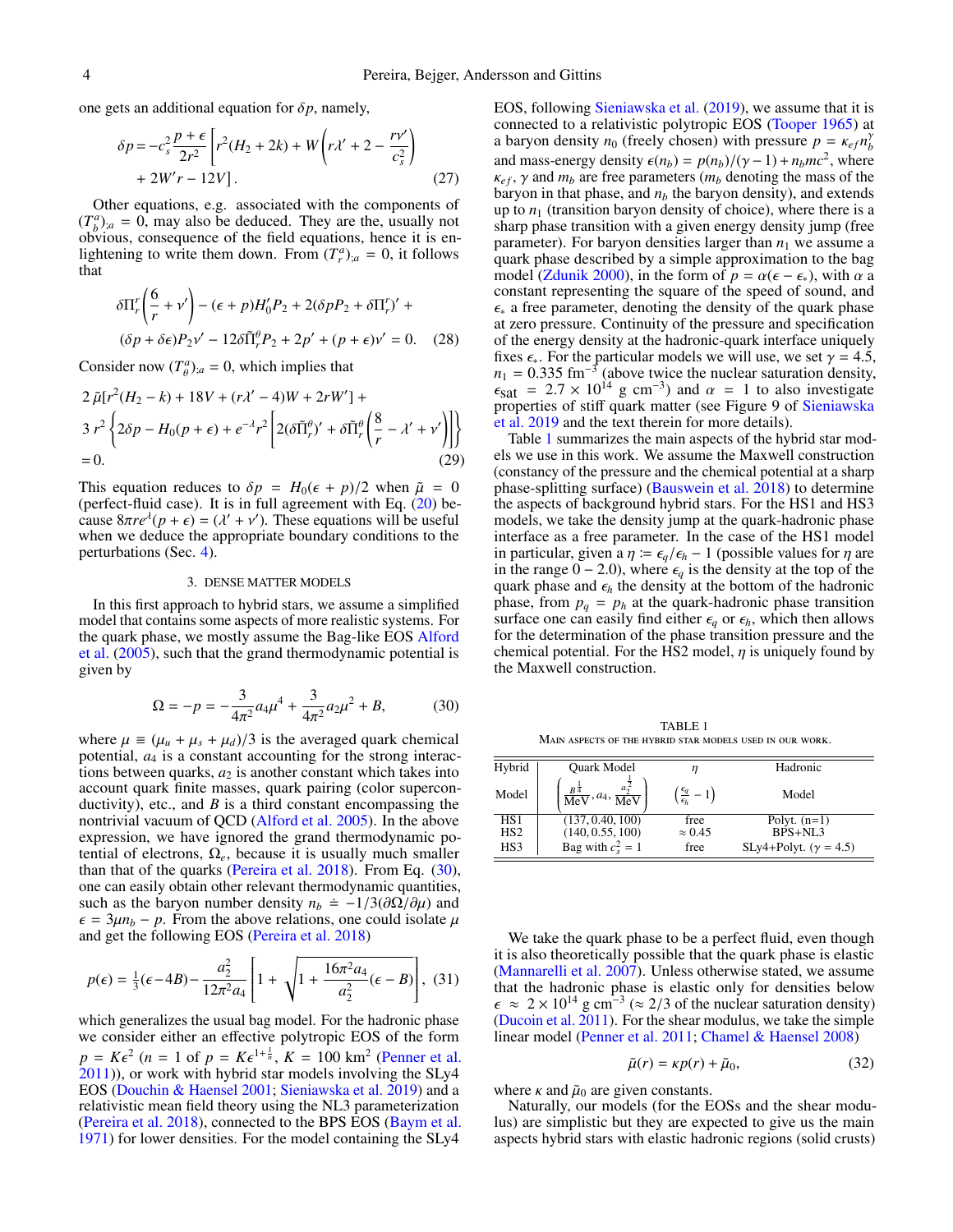one gets an additional equation for $\delta p$, namely,

$$\delta p = -c_s^2 \frac{p+\epsilon}{2r^2}\left[r^2(H_2+2k) + W\left(r\lambda' + 2 - \frac{r\nu'}{c_s^2}\right) + 2W'r - 12V\right]. \qquad (27)$$

Other equations, e.g. associated with the components of $(T^a_b)_{;a} = 0$, may also be deduced. They are the, usually not obvious, consequence of the field equations, hence it is enlightening to write them down. From $(T^a_r)_{;a} = 0$, it follows that

$$\delta\Pi^r_r\left(\frac{6}{r} + \nu'\right) - (\epsilon + p)H_0'P_2 + 2(\delta p P_2 + \delta\Pi^r_r)' + (\delta p + \delta\epsilon)P_2\nu' - 12\delta\tilde{\Pi}^\theta_r P_2 + 2p' + (p+\epsilon)\nu' = 0. \qquad (28)$$

Consider now $(T^a_\theta)_{;a} = 0$, which implies that

$$2\,\tilde{\mu}[r^2(H_2 - k) + 18V + (r\lambda' - 4)W + 2rW'] + 3\,r^2\left\{2\delta p - H_0(p+\epsilon) + e^{-\lambda}r^2\left[2(\delta\tilde{\Pi}^\theta_r)' + \delta\tilde{\Pi}^\theta_r\left(\frac{8}{r} - \lambda' + \nu'\right)\right]\right\} = 0. \qquad (29)$$

This equation reduces to $\delta p = H_0(\epsilon + p)/2$ when $\tilde{\mu} = 0$ (perfect-fluid case). It is in full agreement with Eq. (20) because $8\pi r e^{\lambda}(p+\epsilon) = (\lambda' + \nu')$. These equations will be useful when we deduce the appropriate boundary conditions to the perturbations (Sec. 4).

## 3. DENSE MATTER MODELS

In this first approach to hybrid stars, we assume a simplified model that contains some aspects of more realistic systems. For the quark phase, we mostly assume the Bag-like EOS Alford et al. (2005), such that the grand thermodynamic potential is given by

$$\Omega = -p = -\frac{3}{4\pi^2}a_4\mu^4 + \frac{3}{4\pi^2}a_2\mu^2 + B, \qquad (30)$$

where $\mu \equiv (\mu_u + \mu_s + \mu_d)/3$ is the averaged quark chemical potential, $a_4$ is a constant accounting for the strong interactions between quarks, $a_2$ is another constant which takes into account quark finite masses, quark pairing (color superconductivity), etc., and $B$ is a third constant encompassing the nontrivial vacuum of QCD (Alford et al. 2005). In the above expression, we have ignored the grand thermodynamic potential of electrons, $\Omega_e$, because it is usually much smaller than that of the quarks (Pereira et al. 2018). From Eq. (30), one can easily obtain other relevant thermodynamic quantities, such as the baryon number density $n_b \doteq -1/3(\partial\Omega/\partial\mu)$ and $\epsilon = 3\mu n_b - p$. From the above relations, one could isolate $\mu$ and get the following EOS (Pereira et al. 2018)

$$p(\epsilon) = \tfrac{1}{3}(\epsilon - 4B) - \frac{a_2^2}{12\pi^2 a_4}\left[1 + \sqrt{1 + \frac{16\pi^2 a_4}{a_2^2}(\epsilon - B)}\right], \qquad (31)$$

which generalizes the usual bag model. For the hadronic phase we consider either an effective polytropic EOS of the form $p = K\epsilon^2$ ($n = 1$ of $p = K\epsilon^{1+\frac{1}{n}}$, $K = 100$ km$^2$ (Penner et al. 2011)), or work with hybrid star models involving the SLy4 EOS (Douchin & Haensel 2001; Sieniawska et al. 2019) and a relativistic mean field theory using the NL3 parameterization (Pereira et al. 2018), connected to the BPS EOS (Baym et al. 1971) for lower densities. For the model containing the SLy4 EOS, following Sieniawska et al. (2019), we assume that it is connected to a relativistic polytropic EOS (Tooper 1965) at a baryon density $n_0$ (freely chosen) with pressure $p = \kappa_{ef} n_b^{\gamma}$ and mass-energy density $\epsilon(n_b) = p(n_b)/(\gamma - 1) + n_b m c^2$, where $\kappa_{ef}$, $\gamma$ and $m_b$ are free parameters ($m_b$ denoting the mass of the baryon in that phase, and $n_b$ the baryon density), and extends up to $n_1$ (transition baryon density of choice), where there is a sharp phase transition with a given energy density jump (free parameter). For baryon densities larger than $n_1$ we assume a quark phase described by a simple approximation to the bag model (Zdunik 2000), in the form of $p = \alpha(\epsilon - \epsilon_*)$, with $\alpha$ a constant representing the square of the speed of sound, and $\epsilon_*$ a free parameter, denoting the density of the quark phase at zero pressure. Continuity of the pressure and specification of the energy density at the hadronic-quark interface uniquely fixes $\epsilon_*$. For the particular models we will use, we set $\gamma = 4.5$, $n_1 = 0.335$ fm$^{-3}$ (above twice the nuclear saturation density, $\epsilon_{\rm sat} = 2.7 \times 10^{14}$ g cm$^{-3}$) and $\alpha = 1$ to also investigate properties of stiff quark matter (see Figure 9 of Sieniawska et al. 2019 and the text therein for more details).

Table 1 summarizes the main aspects of the hybrid star models we use in this work. We assume the Maxwell construction (constancy of the pressure and the chemical potential at a sharp phase-splitting surface) (Bauswein et al. 2018) to determine the aspects of background hybrid stars. For the HS1 and HS3 models, we take the density jump at the quark-hadronic phase interface as a free parameter. In the case of the HS1 model in particular, given a $\eta := \epsilon_q/\epsilon_h - 1$ (possible values for $\eta$ are in the range $0 - 2.0$), where $\epsilon_q$ is the density at the top of the quark phase and $\epsilon_h$ the density at the bottom of the hadronic phase, from $p_q = p_h$ at the quark-hadronic phase transition surface one can easily find either $\epsilon_q$ or $\epsilon_h$, which then allows for the determination of the phase transition pressure and the chemical potential. For the HS2 model, $\eta$ is uniquely found by the Maxwell construction.

TABLE 1
Main aspects of the hybrid star models used in our work.

| Hybrid Model | Quark Model $\left(\frac{B^{\frac{1}{4}}}{\rm MeV}, a_4, \frac{a_2^{\frac{1}{2}}}{\rm MeV}\right)$ | $\eta$ $\left(\frac{\epsilon_q}{\epsilon_h} - 1\right)$ | Hadronic Model |
|---|---|---|---|
| HS1 | (137, 0.40, 100) | free | Polyt. (n=1) |
| HS2 | (140, 0.55, 100) | $\approx 0.45$ | BPS+NL3 |
| HS3 | Bag with $c_s^2 = 1$ | free | SLy4+Polyt. ($\gamma = 4.5$) |

We take the quark phase to be a perfect fluid, even though it is also theoretically possible that the quark phase is elastic (Mannarelli et al. 2007). Unless otherwise stated, we assume that the hadronic phase is elastic only for densities below $\epsilon \approx 2 \times 10^{14}$ g cm$^{-3}$ ($\approx 2/3$ of the nuclear saturation density) (Ducoin et al. 2011). For the shear modulus, we take the simple linear model (Penner et al. 2011; Chamel & Haensel 2008)

$$\tilde{\mu}(r) = \kappa p(r) + \tilde{\mu}_0, \qquad (32)$$

where $\kappa$ and $\tilde{\mu}_0$ are given constants.

Naturally, our models (for the EOSs and the shear modulus) are simplistic but they are expected to give us the main aspects hybrid stars with elastic hadronic regions (solid crusts)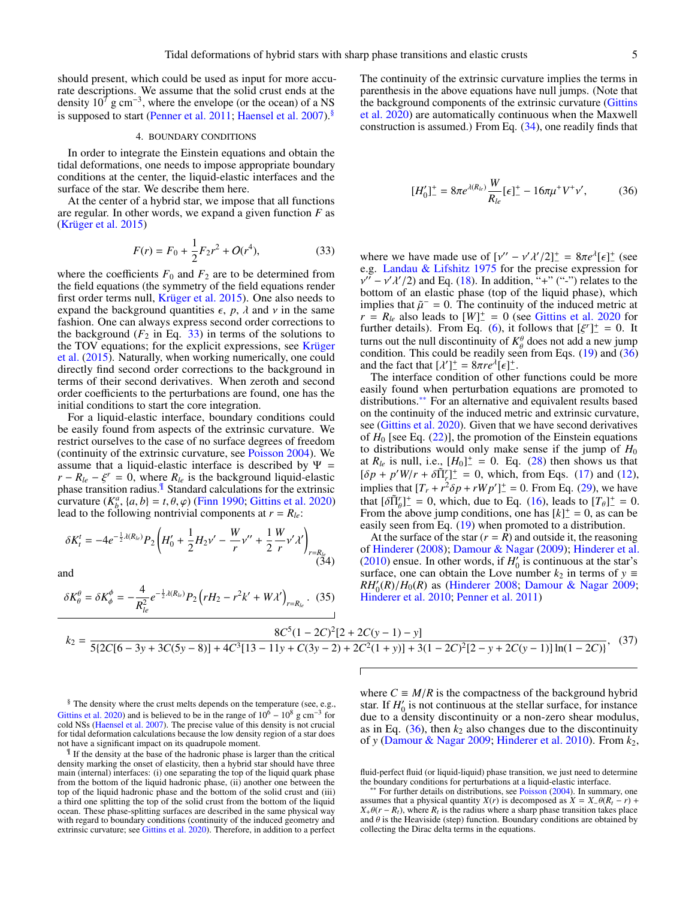should present, which could be used as input for more accurate descriptions. We assume that the solid crust ends at the density $10^7$ g cm$^{-3}$, where the envelope (or the ocean) of a NS is supposed to start (Penner et al. 2011; Haensel et al. 2007).[§]

## 4. BOUNDARY CONDITIONS

In order to integrate the Einstein equations and obtain the tidal deformations, one needs to impose appropriate boundary conditions at the center, the liquid-elastic interfaces and the surface of the star. We describe them here.

At the center of a hybrid star, we impose that all functions are regular. In other words, we expand a given function $F$ as (Krüger et al. 2015)

$$F(r) = F_0 + \frac{1}{2}F_2 r^2 + O(r^4), \tag{33}$$

where the coefficients $F_0$ and $F_2$ are to be determined from the field equations (the symmetry of the field equations render first order terms null, Krüger et al. 2015). One also needs to expand the background quantities $\epsilon$, $p$, $\lambda$ and $\nu$ in the same fashion. One can always express second order corrections to the background ($F_2$ in Eq. 33) in terms of the solutions to the TOV equations; for the explicit expressions, see Krüger et al. (2015). Naturally, when working numerically, one could directly find second order corrections to the background in terms of their second derivatives. When zeroth and second order coefficients to the perturbations are found, one has the initial conditions to start the core integration.

For a liquid-elastic interface, boundary conditions could be easily found from aspects of the extrinsic curvature. We restrict ourselves to the case of no surface degrees of freedom (continuity of the extrinsic curvature, see Poisson 2004). We assume that a liquid-elastic interface is described by $\Psi = r - R_{le} - \xi^r = 0$, where $R_{le}$ is the background liquid-elastic phase transition radius.[¶] Standard calculations for the extrinsic curvature ($K^a_b$, $\{a, b\} = t, \theta, \varphi$) (Finn 1990; Gittins et al. 2020) lead to the following nontrivial components at $r = R_{le}$:

$$\delta K^t_t = -4e^{-\frac{1}{2}\lambda(R_{le})}P_2\left(H_0' + \frac{1}{2}H_2\nu' - \frac{W}{r}\nu'' + \frac{1}{2}\frac{W}{r}\nu'\lambda'\right)_{r=R_{le}} \tag{34}$$

and

$$\delta K^\theta_\theta = \delta K^\phi_\phi = -\frac{4}{R_{le}^2}e^{-\frac{1}{2}\lambda(R_{le})}P_2\left(rH_2 - r^2k' + W\lambda'\right)_{r=R_{le}}. \tag{35}$$

The continuity of the extrinsic curvature implies the terms in parenthesis in the above equations have null jumps. (Note that the background components of the extrinsic curvature (Gittins et al. 2020) are automatically continuous when the Maxwell construction is assumed.) From Eq. (34), one readily finds that

$$[H_0']^+_- = 8\pi e^{\lambda(R_{le})}\frac{W}{R_{le}}[\epsilon]^+_- - 16\pi\mu^+V^+\nu', \tag{36}$$

where we have made use of $[\nu'' - \nu'\lambda'/2]^+_- = 8\pi e^{\lambda}[\epsilon]^+_-$ (see e.g. Landau & Lifshitz 1975 for the precise expression for $\nu'' - \nu'\lambda'/2$) and Eq. (18). In addition, "+" ("-") relates to the bottom of an elastic phase (top of the liquid phase), which implies that $\tilde{\mu}^- = 0$. The continuity of the induced metric at $r = R_{le}$ also leads to $[W]^+_- = 0$ (see Gittins et al. 2020 for further details). From Eq. (6), it follows that $[\xi^r]^+_- = 0$. It turns out the null discontinuity of $K^\theta_\theta$ does not add a new jump condition. This could be readily seen from Eqs. (19) and (36) and the fact that $[\lambda']^+_- = 8\pi r e^{\lambda}[\epsilon]^+_-$.

The interface condition of other functions could be more easily found when perturbation equations are promoted to distributions.[**] For an alternative and equivalent results based on the continuity of the induced metric and extrinsic curvature, see (Gittins et al. 2020). Given that we have second derivatives of $H_0$ [see Eq. (22)], the promotion of the Einstein equations to distributions would only make sense if the jump of $H_0$ at $R_{le}$ is null, i.e., $[H_0]^+_- = 0$. Eq. (28) then shows us that $[\delta p + p'W/r + \delta\tilde{\Pi}^r_r]^+_- = 0$, which, from Eqs. (17) and (12), implies that $[T_r + r^2\delta p + rWp']^+_- = 0$. From Eq. (29), we have that $[\delta\tilde{\Pi}^r_\theta]^+_- = 0$, which, due to Eq. (16), leads to $[T_\theta]^+_- = 0$. From the above jump conditions, one has $[k]^+_- = 0$, as can be easily seen from Eq. (19) when promoted to a distribution.

At the surface of the star ($r = R$) and outside it, the reasoning of Hinderer (2008); Damour & Nagar (2009); Hinderer et al. (2010) ensue. In other words, if $H_0'$ is continuous at the star's surface, one can obtain the Love number $k_2$ in terms of $y \equiv RH_0'(R)/H_0(R)$ as (Hinderer 2008; Damour & Nagar 2009; Hinderer et al. 2010; Penner et al. 2011)

$$k_2 = \frac{8C^5(1-2C)^2[2+2C(y-1)-y]}{5\{2C[6-3y+3C(5y-8)]+4C^3[13-11y+C(3y-2)+2C^2(1+y)]+3(1-2C)^2[2-y+2C(y-1)]\ln(1-2C)\}}, \tag{37}$$

where $C \equiv M/R$ is the compactness of the background hybrid star. If $H_0'$ is not continuous at the stellar surface, for instance due to a density discontinuity or a non-zero shear modulus, as in Eq. (36), then $k_2$ also changes due to the discontinuity of $y$ (Damour & Nagar 2009; Hinderer et al. 2010). From $k_2$,

---

[§] The density where the crust melts depends on the temperature (see, e.g., Gittins et al. 2020) and is believed to be in the range of $10^6 - 10^8$ g cm$^{-3}$ for cold NSs (Haensel et al. 2007). The precise value of this density is not crucial for tidal deformation calculations because the low density region of a star does not have a significant impact on its quadrupole moment.

[¶] If the density at the base of the hadronic phase is larger than the critical density marking the onset of elasticity, then a hybrid star should have three main (internal) interfaces: (i) one separating the top of the liquid quark phase from the bottom of the liquid hadronic phase, (ii) another one between the top of the liquid hadronic phase and the bottom of the solid crust and (iii) a third one splitting the top of the solid crust from the bottom of the liquid ocean. These phase-splitting surfaces are described in the same physical way with regard to boundary conditions (continuity of the induced geometry and extrinsic curvature; see Gittins et al. 2020). Therefore, in addition to a perfect fluid-perfect fluid (or liquid-liquid) phase transition, we just need to determine the boundary conditions for perturbations at a liquid-elastic interface.

[**] For further details on distributions, see Poisson (2004). In summary, one assumes that a physical quantity $X(r)$ is decomposed as $X = X_-\theta(R_t - r) + X_+\theta(r - R_t)$, where $R_t$ is the radius where a sharp phase transition takes place and $\theta$ is the Heaviside (step) function. Boundary conditions are obtained by collecting the Dirac delta terms in the equations.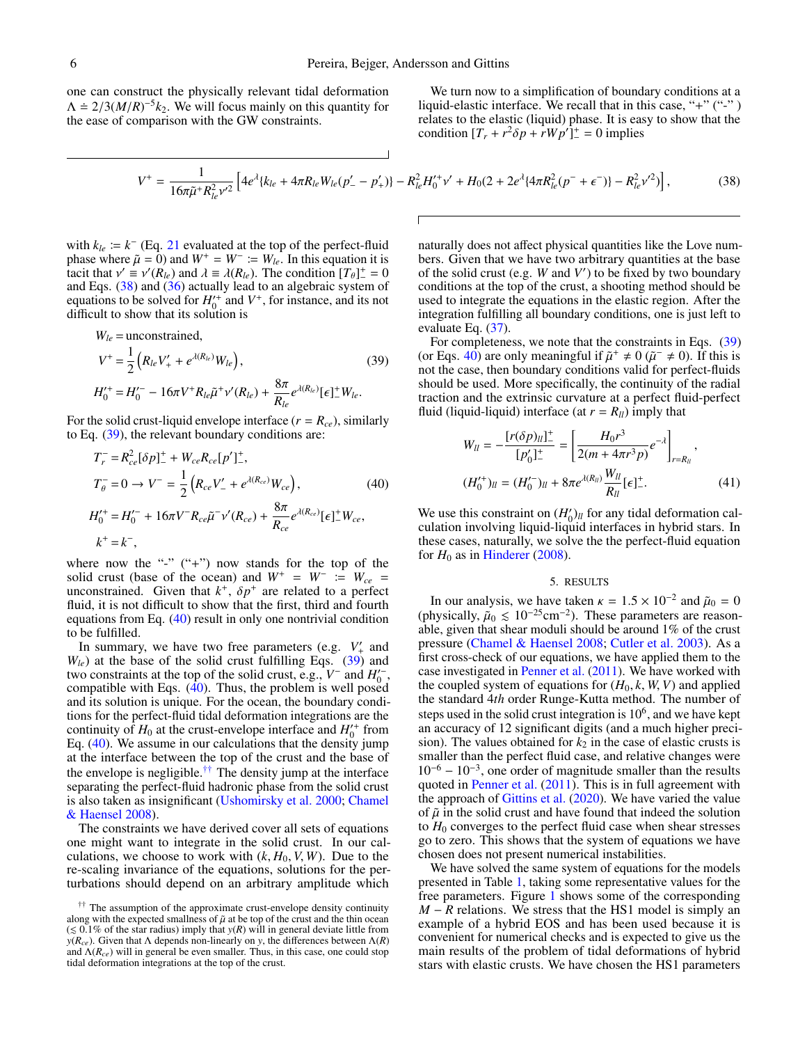one can construct the physically relevant tidal deformation $\Lambda \doteq 2/3(M/R)^{-5}k_2$. We will focus mainly on this quantity for the ease of comparison with the GW constraints.

We turn now to a simplification of boundary conditions at a liquid-elastic interface. We recall that in this case, "+" ("-" ) relates to the elastic (liquid) phase. It is easy to show that the condition $[T_r + r^2\delta p + rWp']^+_- = 0$ implies

$$V^+ = \frac{1}{16\pi\tilde{\mu}^+ R_{le}^2 \nu'^2}\left[4e^{\lambda}\{k_{le} + 4\pi R_{le} W_{le}(p'_- - p'_+)\} - R_{le}^2 H_0'^+ \nu' + H_0(2 + 2e^{\lambda}\{4\pi R_{le}^2(p^- + \epsilon^-)\} - R_{le}^2\nu'^2)\right], \quad (38)$$

with $k_{le} := k^-$ (Eq. 21 evaluated at the top of the perfect-fluid phase where $\tilde{\mu} = 0$) and $W^+ = W^- := W_{le}$. In this equation it is tacit that $\nu' \equiv \nu'(R_{le})$ and $\lambda \equiv \lambda(R_{le})$. The condition $[T_\theta]^+_- = 0$ and Eqs. (38) and (36) actually lead to an algebraic system of equations to be solved for $H_0'^+$ and $V^+$, for instance, and its not difficult to show that its solution is

$$\begin{aligned}
W_{le} &= \text{unconstrained},\\
V^+ &= \frac{1}{2}\left(R_{le}V'_+ + e^{\lambda(R_{le})}W_{le}\right), \quad (39)\\
H_0'^+ &= H_0'^- - 16\pi V^+ R_{le}\tilde{\mu}^+\nu'(R_{le}) + \frac{8\pi}{R_{le}}e^{\lambda(R_{le})}[\epsilon]^+_- W_{le}.
\end{aligned}$$

For the solid crust-liquid envelope interface ($r = R_{ce}$), similarly to Eq. (39), the relevant boundary conditions are:

$$\begin{aligned}
T_r^- &= R_{ce}^2[\delta p]^+_- + W_{ce}R_{ce}[p']^+_-,\\
T_\theta^- &= 0 \rightarrow V^- = \frac{1}{2}\left(R_{ce}V'_- + e^{\lambda(R_{ce})}W_{ce}\right), \quad (40)\\
H_0'^+ &= H_0'^- + 16\pi V^- R_{ce}\tilde{\mu}^-\nu'(R_{ce}) + \frac{8\pi}{R_{ce}}e^{\lambda(R_{ce})}[\epsilon]^+_- W_{ce},\\
k^+ &= k^-,
\end{aligned}$$

where now the "-" ("+") now stands for the top of the solid crust (base of the ocean) and $W^+ = W^- := W_{ce}$ = unconstrained. Given that $k^+$, $\delta p^+$ are related to a perfect fluid, it is not difficult to show that the first, third and fourth equations from Eq. (40) result in only one nontrivial condition to be fulfilled.

In summary, we have two free parameters (e.g. $V'_+$ and $W_{le}$) at the base of the solid crust fulfilling Eqs. (39) and two constraints at the top of the solid crust, e.g., $V^-$ and $H_0'^-$, compatible with Eqs. (40). Thus, the problem is well posed and its solution is unique. For the ocean, the boundary conditions for the perfect-fluid tidal deformation integrations are the continuity of $H_0$ at the crust-envelope interface and $H_0'^+$ from Eq. (40). We assume in our calculations that the density jump at the interface between the top of the crust and the base of the envelope is negligible.[††] The density jump at the interface separating the perfect-fluid hadronic phase from the solid crust is also taken as insignificant (Ushomirsky et al. 2000; Chamel & Haensel 2008).

The constraints we have derived cover all sets of equations one might want to integrate in the solid crust. In our calculations, we choose to work with $(k, H_0, V, W)$. Due to the re-scaling invariance of the equations, solutions for the perturbations should depend on an arbitrary amplitude which naturally does not affect physical quantities like the Love numbers. Given that we have two arbitrary quantities at the base of the solid crust (e.g. $W$ and $V'$) to be fixed by two boundary conditions at the top of the crust, a shooting method should be used to integrate the equations in the elastic region. After the integration fulfilling all boundary conditions, one is just left to evaluate Eq. (37).

For completeness, we note that the constraints in Eqs. (39) (or Eqs. 40) are only meaningful if $\tilde{\mu}^+ \neq 0$ ($\tilde{\mu}^- \neq 0$). If this is not the case, then boundary conditions valid for perfect-fluids should be used. More specifically, the continuity of the radial traction and the extrinsic curvature at a perfect fluid-perfect fluid (liquid-liquid) interface (at $r = R_{ll}$) imply that

$$\begin{aligned}
W_{ll} &= -\frac{[r(\delta p)_{ll}]^+_-}{[p'_0]^+_-} = \left[\frac{H_0 r^3}{2(m + 4\pi r^3 p)}e^{-\lambda}\right]_{r=R_{ll}},\\
(H_0'^+)_{ll} &= (H_0'^-)_{ll} + 8\pi e^{\lambda(R_{ll})}\frac{W_{ll}}{R_{ll}}[\epsilon]^+_-. \quad (41)
\end{aligned}$$

We use this constraint on $(H_0')_{ll}$ for any tidal deformation calculation involving liquid-liquid interfaces in hybrid stars. In these cases, naturally, we solve the the perfect-fluid equation for $H_0$ as in Hinderer (2008).

## 5. RESULTS

In our analysis, we have taken $\kappa = 1.5 \times 10^{-2}$ and $\tilde{\mu}_0 = 0$ (physically, $\tilde{\mu}_0 \lesssim 10^{-25}\text{cm}^{-2}$). These parameters are reasonable, given that shear moduli should be around 1% of the crust pressure (Chamel & Haensel 2008; Cutler et al. 2003). As a first cross-check of our equations, we have applied them to the case investigated in Penner et al. (2011). We have worked with the coupled system of equations for $(H_0, k, W, V)$ and applied the standard 4*th* order Runge-Kutta method. The number of steps used in the solid crust integration is $10^6$, and we have kept an accuracy of 12 significant digits (and a much higher precision). The values obtained for $k_2$ in the case of elastic crusts is smaller than the perfect fluid case, and relative changes were $10^{-6} - 10^{-3}$, one order of magnitude smaller than the results quoted in Penner et al. (2011). This is in full agreement with the approach of Gittins et al. (2020). We have varied the value of $\tilde{\mu}$ in the solid crust and have found that indeed the solution to $H_0$ converges to the perfect fluid case when shear stresses go to zero. This shows that the system of equations we have chosen does not present numerical instabilities.

We have solved the same system of equations for the models presented in Table 1, taking some representative values for the free parameters. Figure 1 shows some of the corresponding $M - R$ relations. We stress that the HS1 model is simply an example of a hybrid EOS and has been used because it is convenient for numerical checks and is expected to give us the main results of the problem of tidal deformations of hybrid stars with elastic crusts. We have chosen the HS1 parameters

[††] The assumption of the approximate crust-envelope density continuity along with the expected smallness of $\tilde{\mu}$ at be top of the crust and the thin ocean ($\lesssim 0.1$% of the star radius) imply that $y(R)$ will in general deviate little from $y(R_{ce})$. Given that $\Lambda$ depends non-linearly on $y$, the differences between $\Lambda(R)$ and $\Lambda(R_{ce})$ will in general be even smaller. Thus, in this case, one could stop tidal deformation integrations at the top of the crust.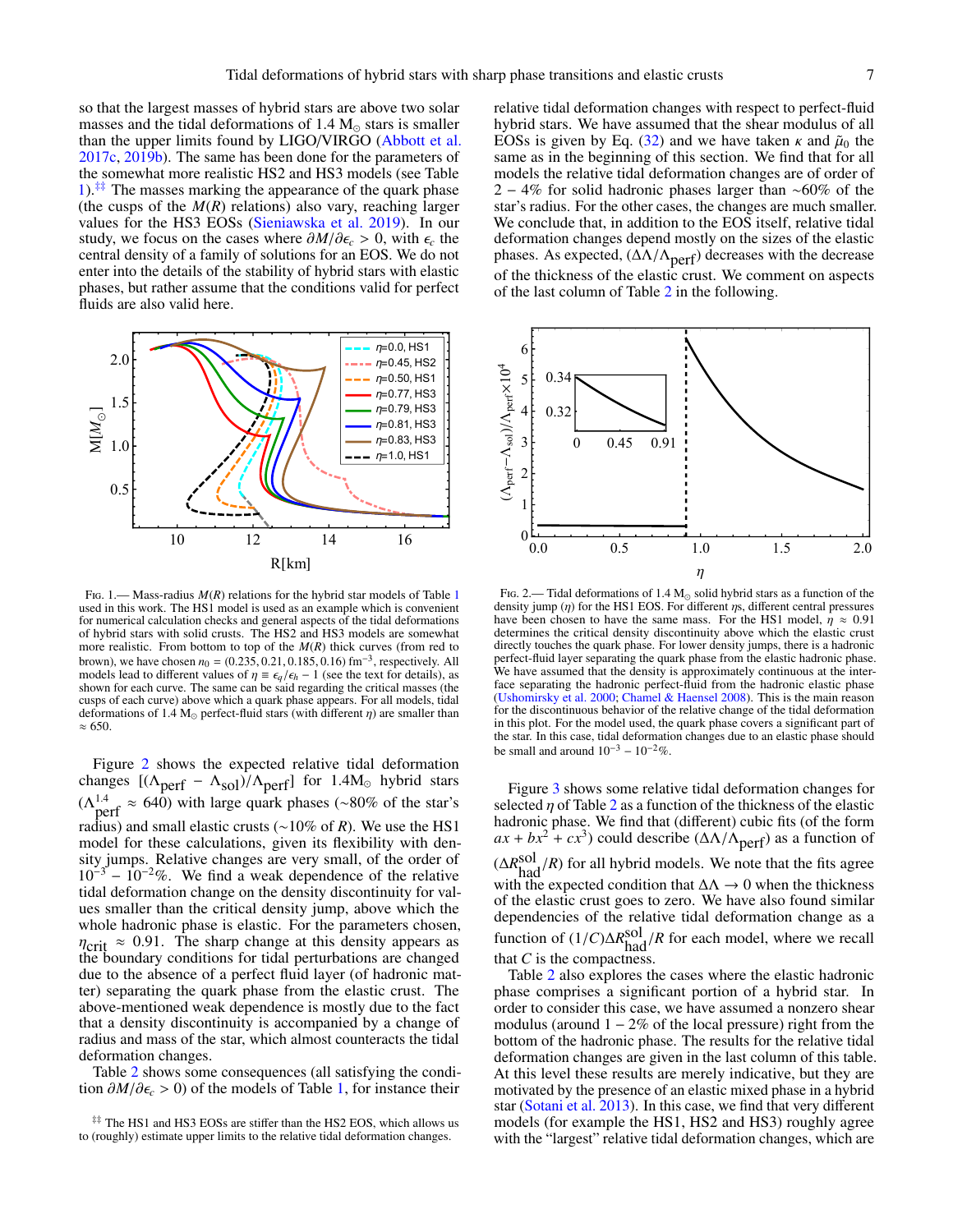so that the largest masses of hybrid stars are above two solar masses and the tidal deformations of 1.4 $M_\odot$ stars is smaller than the upper limits found by LIGO/VIRGO (Abbott et al. 2017c, 2019b). The same has been done for the parameters of the somewhat more realistic HS2 and HS3 models (see Table 1).[‡‡] The masses marking the appearance of the quark phase (the cusps of the $M(R)$ relations) also vary, reaching larger values for the HS3 EOSs (Sieniawska et al. 2019). In our study, we focus on the cases where $\partial M/\partial \epsilon_c > 0$, with $\epsilon_c$ the central density of a family of solutions for an EOS. We do not enter into the details of the stability of hybrid stars with elastic phases, but rather assume that the conditions valid for perfect fluids are also valid here.

FIG. 1.— Mass-radius $M(R)$ relations for the hybrid star models of Table 1 used in this work. The HS1 model is used as an example which is convenient for numerical calculation checks and general aspects of the tidal deformations of hybrid stars with solid crusts. The HS2 and HS3 models are somewhat more realistic. From bottom to top of the $M(R)$ thick curves (from red to brown), we have chosen $n_0 = (0.235, 0.21, 0.185, 0.16)$ fm$^{-3}$, respectively. All models lead to different values of $\eta \equiv \epsilon_q/\epsilon_h - 1$ (see the text for details), as shown for each curve. The same can be said regarding the critical masses (the cusps of each curve) above which a quark phase appears. For all models, tidal deformations of 1.4 $M_\odot$ perfect-fluid stars (with different $\eta$) are smaller than $\approx 650$.

Figure 2 shows the expected relative tidal deformation changes $[(\Lambda_{\rm perf} - \Lambda_{\rm sol})/\Lambda_{\rm perf}]$ for $1.4 M_\odot$ hybrid stars ($\Lambda^{1.4}_{\rm perf} \approx 640$) with large quark phases ($\sim$80% of the star's radius) and small elastic crusts ($\sim$10% of $R$). We use the HS1 model for these calculations, given its flexibility with density jumps. Relative changes are very small, of the order of $10^{-3} - 10^{-2}$%. We find a weak dependence of the relative tidal deformation change on the density discontinuity for values smaller than the critical density jump, above which the whole hadronic phase is elastic. For the parameters chosen, $\eta_{\rm crit} \approx 0.91$. The sharp change at this density appears as the boundary conditions for tidal perturbations are changed due to the absence of a perfect fluid layer (of hadronic matter) separating the quark phase from the elastic crust. The above-mentioned weak dependence is mostly due to the fact that a density discontinuity is accompanied by a change of radius and mass of the star, which almost counteracts the tidal deformation changes.

Table 2 shows some consequences (all satisfying the condition $\partial M/\partial \epsilon_c > 0$) of the models of Table 1, for instance their relative tidal deformation changes with respect to perfect-fluid hybrid stars. We have assumed that the shear modulus of all EOSs is given by Eq. (32) and we have taken $\kappa$ and $\tilde{\mu}_0$ the same as in the beginning of this section. We find that for all models the relative tidal deformation changes are of order of $2-4$% for solid hadronic phases larger than $\sim$60% of the star's radius. For the other cases, the changes are much smaller. We conclude that, in addition to the EOS itself, relative tidal deformation changes depend mostly on the sizes of the elastic phases. As expected, $(\Delta\Lambda/\Lambda_{\rm perf})$ decreases with the decrease of the thickness of the elastic crust. We comment on aspects of the last column of Table 2 in the following.

FIG. 2.— Tidal deformations of 1.4 $M_\odot$ solid hybrid stars as a function of the density jump ($\eta$) for the HS1 EOS. For different $\eta$s, different central pressures have been chosen to have the same mass. For the HS1 model, $\eta \approx 0.91$ determines the critical density discontinuity above which the elastic crust directly touches the quark phase. For lower density jumps, there is a hadronic perfect-fluid layer separating the quark phase from the elastic hadronic phase. We have assumed that the density is approximately continuous at the interface separating the hadronic perfect-fluid from the hadronic elastic phase (Ushomirsky et al. 2000; Chamel & Haensel 2008). This is the main reason for the discontinuous behavior of the relative change of the tidal deformation in this plot. For the model used, the quark phase covers a significant part of the star. In this case, tidal deformation changes due to an elastic phase should be small and around $10^{-3} - 10^{-2}$%.

Figure 3 shows some relative tidal deformation changes for selected $\eta$ of Table 2 as a function of the thickness of the elastic hadronic phase. We find that (different) cubic fits (of the form $ax + bx^2 + cx^3$) could describe $(\Delta\Lambda/\Lambda_{\rm perf})$ as a function of $(\Delta R^{\rm sol}_{\rm had}/R)$ for all hybrid models. We note that the fits agree with the expected condition that $\Delta\Lambda \to 0$ when the thickness of the elastic crust goes to zero. We have also found similar dependencies of the relative tidal deformation change as a function of $(1/C)\Delta R^{\rm sol}_{\rm had}/R$ for each model, where we recall that $C$ is the compactness.

Table 2 also explores the cases where the elastic hadronic phase comprises a significant portion of a hybrid star. In order to consider this case, we have assumed a nonzero shear modulus (around $1-2$% of the local pressure) right from the bottom of the hadronic phase. The results for the relative tidal deformation changes are given in the last column of this table. At this level these results are merely indicative, but they are motivated by the presence of an elastic mixed phase in a hybrid star (Sotani et al. 2013). In this case, we find that very different models (for example the HS1, HS2 and HS3) roughly agree with the "largest" relative tidal deformation changes, which are

[‡‡] The HS1 and HS3 EOSs are stiffer than the HS2 EOS, which allows us to (roughly) estimate upper limits to the relative tidal deformation changes.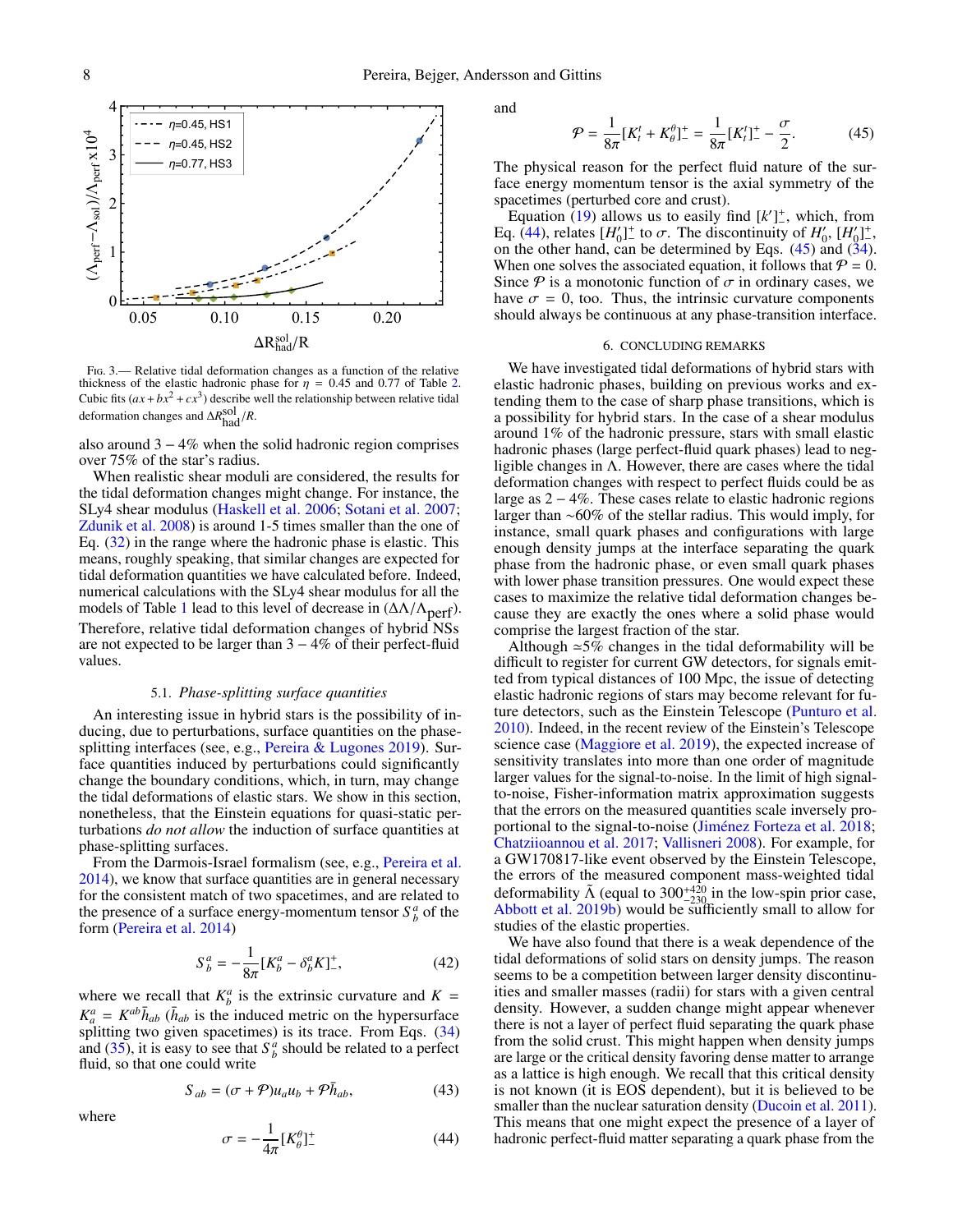FIG. 3.— Relative tidal deformation changes as a function of the relative thickness of the elastic hadronic phase for $\eta = 0.45$ and 0.77 of Table 2. Cubic fits ($ax + bx^2 + cx^3$) describe well the relationship between relative tidal deformation changes and $\Delta R^{\rm sol}_{\rm had}/R$.

also around 3 − 4% when the solid hadronic region comprises over 75% of the star's radius.

When realistic shear moduli are considered, the results for the tidal deformation changes might change. For instance, the SLy4 shear modulus (Haskell et al. 2006; Sotani et al. 2007; Zdunik et al. 2008) is around 1-5 times smaller than the one of Eq. (32) in the range where the hadronic phase is elastic. This means, roughly speaking, that similar changes are expected for tidal deformation quantities we have calculated before. Indeed, numerical calculations with the SLy4 shear modulus for all the models of Table 1 lead to this level of decrease in $(\Delta\Lambda/\Lambda_{\rm perf})$. Therefore, relative tidal deformation changes of hybrid NSs are not expected to be larger than 3 − 4% of their perfect-fluid values.

### 5.1. *Phase-splitting surface quantities*

An interesting issue in hybrid stars is the possibility of inducing, due to perturbations, surface quantities on the phase-splitting interfaces (see, e.g., Pereira & Lugones 2019). Surface quantities induced by perturbations could significantly change the boundary conditions, which, in turn, may change the tidal deformations of elastic stars. We show in this section, nonetheless, that the Einstein equations for quasi-static perturbations *do not allow* the induction of surface quantities at phase-splitting surfaces.

From the Darmois-Israel formalism (see, e.g., Pereira et al. 2014), we know that surface quantities are in general necessary for the consistent match of two spacetimes, and are related to the presence of a surface energy-momentum tensor $S^a_b$ of the form (Pereira et al. 2014)

$$S^a_b = -\frac{1}{8\pi}[K^a_b - \delta^a_b K]^+_-, \tag{42}$$

where we recall that $K^a_b$ is the extrinsic curvature and $K = K^a_a = K^{ab}\bar{h}_{ab}$ ($\bar{h}_{ab}$ is the induced metric on the hypersurface splitting two given spacetimes) is its trace. From Eqs. (34) and (35), it is easy to see that $S^a_b$ should be related to a perfect fluid, so that one could write

$$S_{ab} = (\sigma + \mathcal{P})u_a u_b + \mathcal{P}\bar{h}_{ab}, \tag{43}$$

where

$$\sigma = -\frac{1}{4\pi}[K^\theta_\theta]^+_- \tag{44}$$

and

$$\mathcal{P} = \frac{1}{8\pi}[K^t_t + K^\theta_\theta]^+_- = \frac{1}{8\pi}[K^t_t]^+_- - \frac{\sigma}{2}. \tag{45}$$

The physical reason for the perfect fluid nature of the surface energy momentum tensor is the axial symmetry of the spacetimes (perturbed core and crust).

Equation (19) allows us to easily find $[k']^+_-$, which, from Eq. (44), relates $[H_0']^+_-$ to $\sigma$. The discontinuity of $H_0'$, $[H_0']^+_-$, on the other hand, can be determined by Eqs. (45) and (34). When one solves the associated equation, it follows that $\mathcal{P} = 0$. Since $\mathcal{P}$ is a monotonic function of $\sigma$ in ordinary cases, we have $\sigma = 0$, too. Thus, the intrinsic curvature components should always be continuous at any phase-transition interface.

## 6. CONCLUDING REMARKS

We have investigated tidal deformations of hybrid stars with elastic hadronic phases, building on previous works and extending them to the case of sharp phase transitions, which is a possibility for hybrid stars. In the case of a shear modulus around 1% of the hadronic pressure, stars with small elastic hadronic phases (large perfect-fluid quark phases) lead to negligible changes in $\Lambda$. However, there are cases where the tidal deformation changes with respect to perfect fluids could be as large as 2 − 4%. These cases relate to elastic hadronic regions larger than ∼60% of the stellar radius. This would imply, for instance, small quark phases and configurations with large enough density jumps at the interface separating the quark phase from the hadronic phase, or even small quark phases with lower phase transition pressures. One would expect these cases to maximize the relative tidal deformation changes because they are exactly the ones where a solid phase would comprise the largest fraction of the star.

Although ≃5% changes in the tidal deformability will be difficult to register for current GW detectors, for signals emitted from typical distances of 100 Mpc, the issue of detecting elastic hadronic regions of stars may become relevant for future detectors, such as the Einstein Telescope (Punturo et al. 2010). Indeed, in the recent review of the Einstein's Telescope science case (Maggiore et al. 2019), the expected increase of sensitivity translates into more than one order of magnitude larger values for the signal-to-noise. In the limit of high signal-to-noise, Fisher-information matrix approximation suggests that the errors on the measured quantities scale inversely proportional to the signal-to-noise (Jiménez Forteza et al. 2018; Chatziioannou et al. 2017; Vallisneri 2008). For example, for a GW170817-like event observed by the Einstein Telescope, the errors of the measured component mass-weighted tidal deformability $\tilde{\Lambda}$ (equal to $300^{+420}_{-230}$ in the low-spin prior case, Abbott et al. 2019b) would be sufficiently small to allow for studies of the elastic properties.

We have also found that there is a weak dependence of the tidal deformations of solid stars on density jumps. The reason seems to be a competition between larger density discontinuities and smaller masses (radii) for stars with a given central density. However, a sudden change might appear whenever there is not a layer of perfect fluid separating the quark phase from the solid crust. This might happen when density jumps are large or the critical density favoring dense matter to arrange as a lattice is high enough. We recall that this critical density is not known (it is EOS dependent), but it is believed to be smaller than the nuclear saturation density (Ducoin et al. 2011). This means that one might expect the presence of a layer of hadronic perfect-fluid matter separating a quark phase from the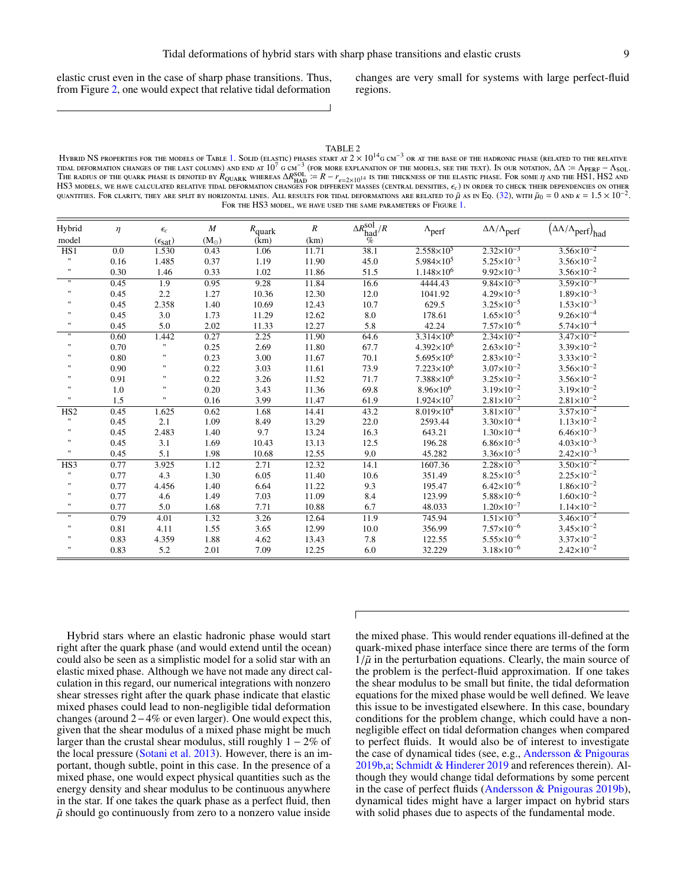elastic crust even in the case of sharp phase transitions. Thus, from Figure 2, one would expect that relative tidal deformation changes are very small for systems with large perfect-fluid regions.

TABLE 2

HYBRID NS PROPERTIES FOR THE MODELS OF TABLE 1. SOLID (ELASTIC) PHASES START AT $2\times10^{14}$G CM$^{-3}$ OR AT THE BASE OF THE HADRONIC PHASE (RELATED TO THE RELATIVE TIDAL DEFORMATION CHANGES OF THE LAST COLUMN) AND END AT $10^7$ G CM$^{-3}$ (FOR MORE EXPLANATION OF THE MODELS, SEE THE TEXT). IN OUR NOTATION, $\Delta\Lambda := \Lambda_{\rm PERF} - \Lambda_{\rm SOL}$. THE RADIUS OF THE QUARK PHASE IS DENOTED BY $R_{\rm QUARK}$ WHEREAS $\Delta R^{\rm SOL}_{\rm HAD} := R - r_{\epsilon=2\times10^{14}}$ IS THE THICKNESS OF THE ELASTIC PHASE. FOR SOME $\eta$ AND THE HS1, HS2 AND HS3 MODELS, WE HAVE CALCULATED RELATIVE TIDAL DEFORMATION CHANGES FOR DIFFERENT MASSES (CENTRAL DENSITIES, $\epsilon_c$) IN ORDER TO CHECK THEIR DEPENDENCIES ON OTHER QUANTITIES. FOR CLARITY, THEY ARE SPLIT BY HORIZONTAL LINES. ALL RESULTS FOR TIDAL DEFORMATIONS ARE RELATED TO $\tilde{\mu}$ AS IN EQ. (32), WITH $\tilde{\mu}_0 = 0$ AND $\kappa = 1.5\times10^{-2}$. FOR THE HS3 MODEL, WE HAVE USED THE SAME PARAMETERS OF FIGURE 1.

| Hybrid model | $\eta$ | $\epsilon_c$ ($\epsilon_{\rm sat}$) | $M$ ($M_\odot$) | $R_{\rm quark}$ (km) | $R$ (km) | $\Delta R^{\rm sol}_{\rm had}/R$ % | $\Lambda_{\rm perf}$ | $\Delta\Lambda/\Lambda_{\rm perf}$ | $(\Delta\Lambda/\Lambda_{\rm perf})_{\rm had}$ |
|---|---|---|---|---|---|---|---|---|---|
| HS1 | 0.0 | 1.530 | 0.43 | 1.06 | 11.71 | 38.1 | $2.558\times10^5$ | $2.32\times10^{-3}$ | $3.56\times10^{-2}$ |
| " | 0.16 | 1.485 | 0.37 | 1.19 | 11.90 | 45.0 | $5.984\times10^5$ | $5.25\times10^{-3}$ | $3.56\times10^{-2}$ |
| " | 0.30 | 1.46 | 0.33 | 1.02 | 11.86 | 51.5 | $1.148\times10^6$ | $9.92\times10^{-3}$ | $3.56\times10^{-2}$ |
| " | 0.45 | 1.9 | 0.95 | 9.28 | 11.84 | 16.6 | 4444.43 | $9.84\times10^{-5}$ | $3.59\times10^{-3}$ |
| " | 0.45 | 2.2 | 1.27 | 10.36 | 12.30 | 12.0 | 1041.92 | $4.29\times10^{-5}$ | $1.89\times10^{-3}$ |
| " | 0.45 | 2.358 | 1.40 | 10.69 | 12.43 | 10.7 | 629.5 | $3.25\times10^{-5}$ | $1.53\times10^{-3}$ |
| " | 0.45 | 3.0 | 1.73 | 11.29 | 12.62 | 8.0 | 178.61 | $1.65\times10^{-5}$ | $9.26\times10^{-4}$ |
| " | 0.45 | 5.0 | 2.02 | 11.33 | 12.27 | 5.8 | 42.24 | $7.57\times10^{-6}$ | $5.74\times10^{-4}$ |
| " | 0.60 | 1.442 | 0.27 | 2.25 | 11.90 | 64.6 | $3.314\times10^6$ | $2.34\times10^{-2}$ | $3.47\times10^{-2}$ |
| " | 0.70 | " | 0.25 | 2.69 | 11.80 | 67.7 | $4.392\times10^6$ | $2.63\times10^{-2}$ | $3.39\times10^{-2}$ |
| " | 0.80 | " | 0.23 | 3.00 | 11.67 | 70.1 | $5.695\times10^6$ | $2.83\times10^{-2}$ | $3.33\times10^{-2}$ |
| " | 0.90 | " | 0.22 | 3.03 | 11.61 | 73.9 | $7.223\times10^6$ | $3.07\times10^{-2}$ | $3.56\times10^{-2}$ |
| " | 0.91 | " | 0.22 | 3.26 | 11.52 | 71.7 | $7.388\times10^6$ | $3.25\times10^{-2}$ | $3.56\times10^{-2}$ |
| " | 1.0 | " | 0.20 | 3.43 | 11.36 | 69.8 | $8.96\times10^6$ | $3.19\times10^{-2}$ | $3.19\times10^{-2}$ |
| " | 1.5 | " | 0.16 | 3.99 | 11.47 | 61.9 | $1.924\times10^7$ | $2.81\times10^{-2}$ | $2.81\times10^{-2}$ |
| HS2 | 0.45 | 1.625 | 0.62 | 1.68 | 14.41 | 43.2 | $8.019\times10^4$ | $3.81\times10^{-3}$ | $3.57\times10^{-2}$ |
| " | 0.45 | 2.1 | 1.09 | 8.49 | 13.29 | 22.0 | 2593.44 | $3.30\times10^{-4}$ | $1.13\times10^{-2}$ |
| " | 0.45 | 2.483 | 1.40 | 9.7 | 13.24 | 16.3 | 643.21 | $1.30\times10^{-4}$ | $6.46\times10^{-3}$ |
| " | 0.45 | 3.1 | 1.69 | 10.43 | 13.13 | 12.5 | 196.28 | $6.86\times10^{-5}$ | $4.03\times10^{-3}$ |
| " | 0.45 | 5.1 | 1.98 | 10.68 | 12.55 | 9.0 | 45.282 | $3.36\times10^{-5}$ | $2.42\times10^{-3}$ |
| HS3 | 0.77 | 3.925 | 1.12 | 2.71 | 12.32 | 14.1 | 1607.36 | $2.28\times10^{-5}$ | $3.50\times10^{-2}$ |
| " | 0.77 | 4.3 | 1.30 | 6.05 | 11.40 | 10.6 | 351.49 | $8.25\times10^{-5}$ | $2.25\times10^{-2}$ |
| " | 0.77 | 4.456 | 1.40 | 6.64 | 11.22 | 9.3 | 195.47 | $6.42\times10^{-6}$ | $1.86\times10^{-2}$ |
| " | 0.77 | 4.6 | 1.49 | 7.03 | 11.09 | 8.4 | 123.99 | $5.88\times10^{-6}$ | $1.60\times10^{-2}$ |
| " | 0.77 | 5.0 | 1.68 | 7.71 | 10.88 | 6.7 | 48.033 | $1.20\times10^{-7}$ | $1.14\times10^{-2}$ |
| " | 0.79 | 4.01 | 1.32 | 3.26 | 12.64 | 11.9 | 745.94 | $1.51\times10^{-5}$ | $3.46\times10^{-2}$ |
| " | 0.81 | 4.11 | 1.55 | 3.65 | 12.99 | 10.0 | 356.99 | $7.57\times10^{-6}$ | $3.45\times10^{-2}$ |
| " | 0.83 | 4.359 | 1.88 | 4.62 | 13.43 | 7.8 | 122.55 | $5.55\times10^{-6}$ | $3.37\times10^{-2}$ |
| " | 0.83 | 5.2 | 2.01 | 7.09 | 12.25 | 6.0 | 32.229 | $3.18\times10^{-6}$ | $2.42\times10^{-2}$ |

Hybrid stars where an elastic hadronic phase would start right after the quark phase (and would extend until the ocean) could also be seen as a simplistic model for a solid star with an elastic mixed phase. Although we have not made any direct calculation in this regard, our numerical integrations with nonzero shear stresses right after the quark phase indicate that elastic mixed phases could lead to non-negligible tidal deformation changes (around $2-4\%$ or even larger). One would expect this, given that the shear modulus of a mixed phase might be much larger than the crustal shear modulus, still roughly $1-2\%$ of the local pressure (Sotani et al. 2013). However, there is an important, though subtle, point in this case. In the presence of a mixed phase, one would expect physical quantities such as the energy density and shear modulus to be continuous anywhere in the star. If one takes the quark phase as a perfect fluid, then $\tilde{\mu}$ should go continuously from zero to a nonzero value inside the mixed phase. This would render equations ill-defined at the quark-mixed phase interface since there are terms of the form $1/\tilde{\mu}$ in the perturbation equations. Clearly, the main source of the problem is the perfect-fluid approximation. If one takes the shear modulus to be small but finite, the tidal deformation equations for the mixed phase would be well defined. We leave this issue to be investigated elsewhere. In this case, boundary conditions for the problem change, which could have a non-negligible effect on tidal deformation changes when compared to perfect fluids. It would also be of interest to investigate the case of dynamical tides (see, e.g., Andersson & Pnigouras 2019b,a; Schmidt & Hinderer 2019 and references therein). Although they would change tidal deformations by some percent in the case of perfect fluids (Andersson & Pnigouras 2019b), dynamical tides might have a larger impact on hybrid stars with solid phases due to aspects of the fundamental mode.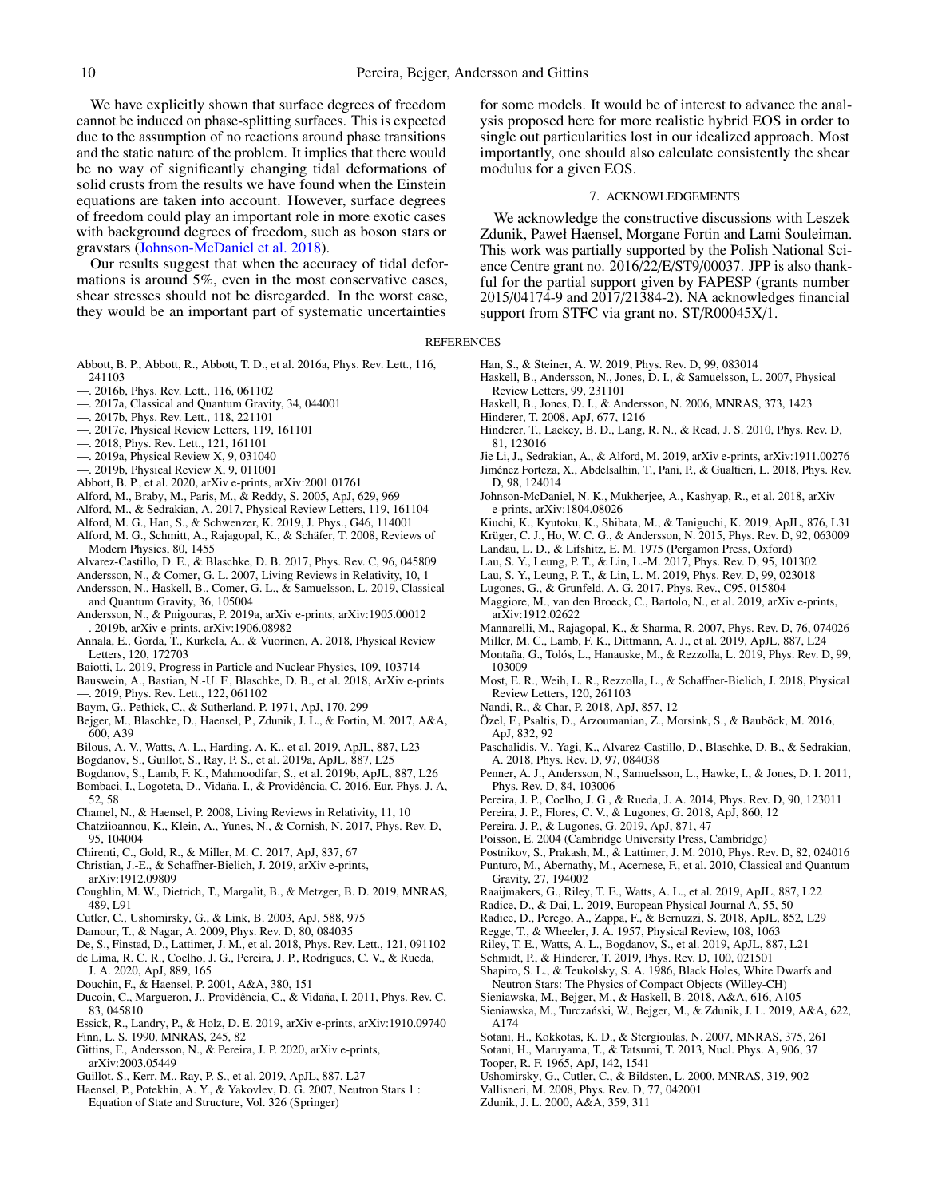We have explicitly shown that surface degrees of freedom cannot be induced on phase-splitting surfaces. This is expected due to the assumption of no reactions around phase transitions and the static nature of the problem. It implies that there would be no way of significantly changing tidal deformations of solid crusts from the results we have found when the Einstein equations are taken into account. However, surface degrees of freedom could play an important role in more exotic cases with background degrees of freedom, such as boson stars or gravstars (Johnson-McDaniel et al. 2018).

Our results suggest that when the accuracy of tidal deformations is around 5%, even in the most conservative cases, shear stresses should not be disregarded. In the worst case, they would be an important part of systematic uncertainties for some models. It would be of interest to advance the analysis proposed here for more realistic hybrid EOS in order to single out particularities lost in our idealized approach. Most importantly, one should also calculate consistently the shear modulus for a given EOS.

## 7. ACKNOWLEDGEMENTS

We acknowledge the constructive discussions with Leszek Zdunik, Paweł Haensel, Morgane Fortin and Lami Souleiman. This work was partially supported by the Polish National Science Centre grant no. 2016/22/E/ST9/00037. JPP is also thankful for the partial support given by FAPESP (grants number 2015/04174-9 and 2017/21384-2). NA acknowledges financial support from STFC via grant no. ST/R00045X/1.

## REFERENCES

Abbott, B. P., Abbott, R., Abbott, T. D., et al. 2016a, Phys. Rev. Lett., 116, 241103

—. 2016b, Phys. Rev. Lett., 116, 061102

—. 2017a, Classical and Quantum Gravity, 34, 044001

—. 2017b, Phys. Rev. Lett., 118, 221101

—. 2017c, Physical Review Letters, 119, 161101

—. 2018, Phys. Rev. Lett., 121, 161101

—. 2019a, Physical Review X, 9, 031040

—. 2019b, Physical Review X, 9, 011001

Abbott, B. P., et al. 2020, arXiv e-prints, arXiv:2001.01761

Alford, M., Braby, M., Paris, M., & Reddy, S. 2005, ApJ, 629, 969

Alford, M., & Sedrakian, A. 2017, Physical Review Letters, 119, 161104

Alford, M. G., Han, S., & Schwenzer, K. 2019, J. Phys., G46, 114001

Alford, M. G., Schmitt, A., Rajagopal, K., & Schäfer, T. 2008, Reviews of Modern Physics, 80, 1455

Alvarez-Castillo, D. E., & Blaschke, D. B. 2017, Phys. Rev. C, 96, 045809

Andersson, N., & Comer, G. L. 2007, Living Reviews in Relativity, 10, 1

Andersson, N., Haskell, B., Comer, G. L., & Samuelsson, L. 2019, Classical and Quantum Gravity, 36, 105004

Andersson, N., & Pnigouras, P. 2019a, arXiv e-prints, arXiv:1905.00012

—. 2019b, arXiv e-prints, arXiv:1906.08982

Annala, E., Gorda, T., Kurkela, A., & Vuorinen, A. 2018, Physical Review Letters, 120, 172703

Baiotti, L. 2019, Progress in Particle and Nuclear Physics, 109, 103714

Bauswein, A., Bastian, N.-U. F., Blaschke, D. B., et al. 2018, ArXiv e-prints

—. 2019, Phys. Rev. Lett., 122, 061102

Baym, G., Pethick, C., & Sutherland, P. 1971, ApJ, 170, 299

Bejger, M., Blaschke, D., Haensel, P., Zdunik, J. L., & Fortin, M. 2017, A&A, 600, A39

Bilous, A. V., Watts, A. L., Harding, A. K., et al. 2019, ApJL, 887, L23

Bogdanov, S., Guillot, S., Ray, P. S., et al. 2019a, ApJL, 887, L25

Bogdanov, S., Lamb, F. K., Mahmoodifar, S., et al. 2019b, ApJL, 887, L26

Bombaci, I., Logoteta, D., Vidaña, I., & Providência, C. 2016, Eur. Phys. J. A, 52, 58

Chamel, N., & Haensel, P. 2008, Living Reviews in Relativity, 11, 10

Chatziioannou, K., Klein, A., Yunes, N., & Cornish, N. 2017, Phys. Rev. D, 95, 104004

Chirenti, C., Gold, R., & Miller, M. C. 2017, ApJ, 837, 67

Christian, J.-E., & Schaffner-Bielich, J. 2019, arXiv e-prints, arXiv:1912.09809

Coughlin, M. W., Dietrich, T., Margalit, B., & Metzger, B. D. 2019, MNRAS, 489, L91

Cutler, C., Ushomirsky, G., & Link, B. 2003, ApJ, 588, 975

Damour, T., & Nagar, A. 2009, Phys. Rev. D, 80, 084035

De, S., Finstad, D., Lattimer, J. M., et al. 2018, Phys. Rev. Lett., 121, 091102

de Lima, R. C. R., Coelho, J. G., Pereira, J. P., Rodrigues, C. V., & Rueda, J. A. 2020, ApJ, 889, 165

Douchin, F., & Haensel, P. 2001, A&A, 380, 151

Ducoin, C., Margueron, J., Providência, C., & Vidaña, I. 2011, Phys. Rev. C, 83, 045810

Essick, R., Landry, P., & Holz, D. E. 2019, arXiv e-prints, arXiv:1910.09740

Finn, L. S. 1990, MNRAS, 245, 82

Gittins, F., Andersson, N., & Pereira, J. P. 2020, arXiv e-prints, arXiv:2003.05449

Guillot, S., Kerr, M., Ray, P. S., et al. 2019, ApJL, 887, L27

Haensel, P., Potekhin, A. Y., & Yakovlev, D. G. 2007, Neutron Stars 1 : Equation of State and Structure, Vol. 326 (Springer)

Han, S., & Steiner, A. W. 2019, Phys. Rev. D, 99, 083014

Haskell, B., Andersson, N., Jones, D. I., & Samuelsson, L. 2007, Physical Review Letters, 99, 231101

Haskell, B., Jones, D. I., & Andersson, N. 2006, MNRAS, 373, 1423

Hinderer, T. 2008, ApJ, 677, 1216

Hinderer, T., Lackey, B. D., Lang, R. N., & Read, J. S. 2010, Phys. Rev. D, 81, 123016

Jie Li, J., Sedrakian, A., & Alford, M. 2019, arXiv e-prints, arXiv:1911.00276

Jiménez Forteza, X., Abdelsalhin, T., Pani, P., & Gualtieri, L. 2018, Phys. Rev. D, 98, 124014

Johnson-McDaniel, N. K., Mukherjee, A., Kashyap, R., et al. 2018, arXiv e-prints, arXiv:1804.08026

Kiuchi, K., Kyutoku, K., Shibata, M., & Taniguchi, K. 2019, ApJL, 876, L31

Krüger, C. J., Ho, W. C. G., & Andersson, N. 2015, Phys. Rev. D, 92, 063009

Landau, L. D., & Lifshitz, E. M. 1975 (Pergamon Press, Oxford)

Lau, S. Y., Leung, P. T., & Lin, L.-M. 2017, Phys. Rev. D, 95, 101302

Lau, S. Y., Leung, P. T., & Lin, L. M. 2019, Phys. Rev. D, 99, 023018

Lugones, G., & Grunfeld, A. G. 2017, Phys. Rev., C95, 015804

Maggiore, M., van den Broeck, C., Bartolo, N., et al. 2019, arXiv e-prints, arXiv:1912.02622

Mannarelli, M., Rajagopal, K., & Sharma, R. 2007, Phys. Rev. D, 76, 074026

Miller, M. C., Lamb, F. K., Dittmann, A. J., et al. 2019, ApJL, 887, L24

Montaña, G., Tolós, L., Hanauske, M., & Rezzolla, L. 2019, Phys. Rev. D, 99, 103009

Most, E. R., Weih, L. R., Rezzolla, L., & Schaffner-Bielich, J. 2018, Physical Review Letters, 120, 261103

Nandi, R., & Char, P. 2018, ApJ, 857, 12

Özel, F., Psaltis, D., Arzoumanian, Z., Morsink, S., & Bauböck, M. 2016, ApJ, 832, 92

Paschalidis, V., Yagi, K., Alvarez-Castillo, D., Blaschke, D. B., & Sedrakian, A. 2018, Phys. Rev. D, 97, 084038

Penner, A. J., Andersson, N., Samuelsson, L., Hawke, I., & Jones, D. I. 2011, Phys. Rev. D, 84, 103006

Pereira, J. P., Coelho, J. G., & Rueda, J. A. 2014, Phys. Rev. D, 90, 123011

Pereira, J. P., Flores, C. V., & Lugones, G. 2018, ApJ, 860, 12

Pereira, J. P., & Lugones, G. 2019, ApJ, 871, 47

Poisson, E. 2004 (Cambridge University Press, Cambridge)

Postnikov, S., Prakash, M., & Lattimer, J. M. 2010, Phys. Rev. D, 82, 024016

Punturo, M., Abernathy, M., Acernese, F., et al. 2010, Classical and Quantum Gravity, 27, 194002

Raaijmakers, G., Riley, T. E., Watts, A. L., et al. 2019, ApJL, 887, L22

Radice, D., & Dai, L. 2019, European Physical Journal A, 55, 50

Radice, D., Perego, A., Zappa, F., & Bernuzzi, S. 2018, ApJL, 852, L29

Regge, T., & Wheeler, J. A. 1957, Physical Review, 108, 1063

Riley, T. E., Watts, A. L., Bogdanov, S., et al. 2019, ApJL, 887, L21

Schmidt, P., & Hinderer, T. 2019, Phys. Rev. D, 100, 021501

Shapiro, S. L., & Teukolsky, S. A. 1986, Black Holes, White Dwarfs and Neutron Stars: The Physics of Compact Objects (Willey-CH)

Sieniawska, M., Bejger, M., & Haskell, B. 2018, A&A, 616, A105

Sieniawska, M., Turczański, W., Bejger, M., & Zdunik, J. L. 2019, A&A, 622, A174

Sotani, H., Kokkotas, K. D., & Stergioulas, N. 2007, MNRAS, 375, 261

Sotani, H., Maruyama, T., & Tatsumi, T. 2013, Nucl. Phys. A, 906, 37

Tooper, R. F. 1965, ApJ, 142, 1541

Ushomirsky, G., Cutler, C., & Bildsten, L. 2000, MNRAS, 319, 902

Vallisneri, M. 2008, Phys. Rev. D, 77, 042001

Zdunik, J. L. 2000, A&A, 359, 311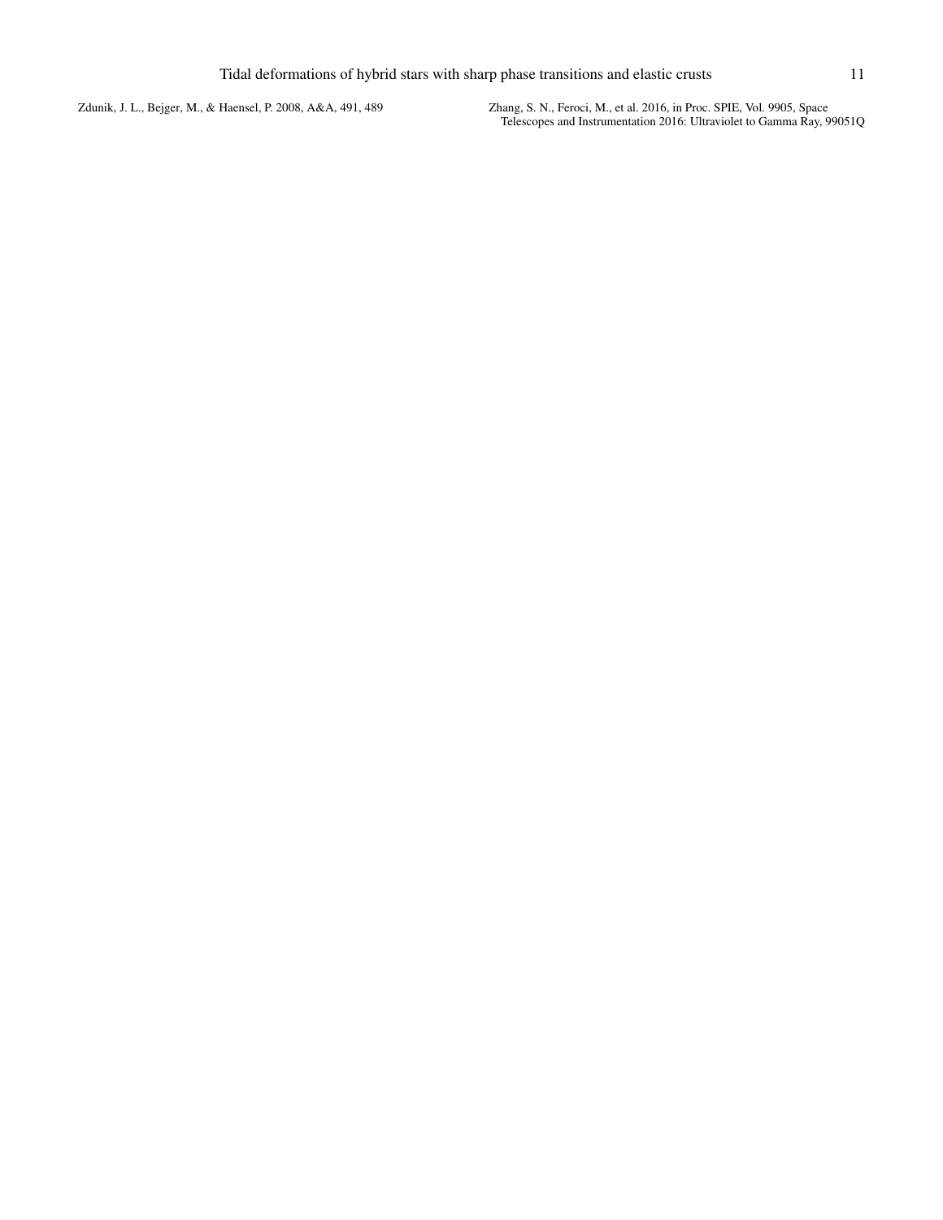Zdunik, J. L., Bejger, M., & Haensel, P. 2008, A&A, 491, 489

Zhang, S. N., Feroci, M., et al. 2016, in Proc. SPIE, Vol. 9905, Space Telescopes and Instrumentation 2016: Ultraviolet to Gamma Ray, 99051Q